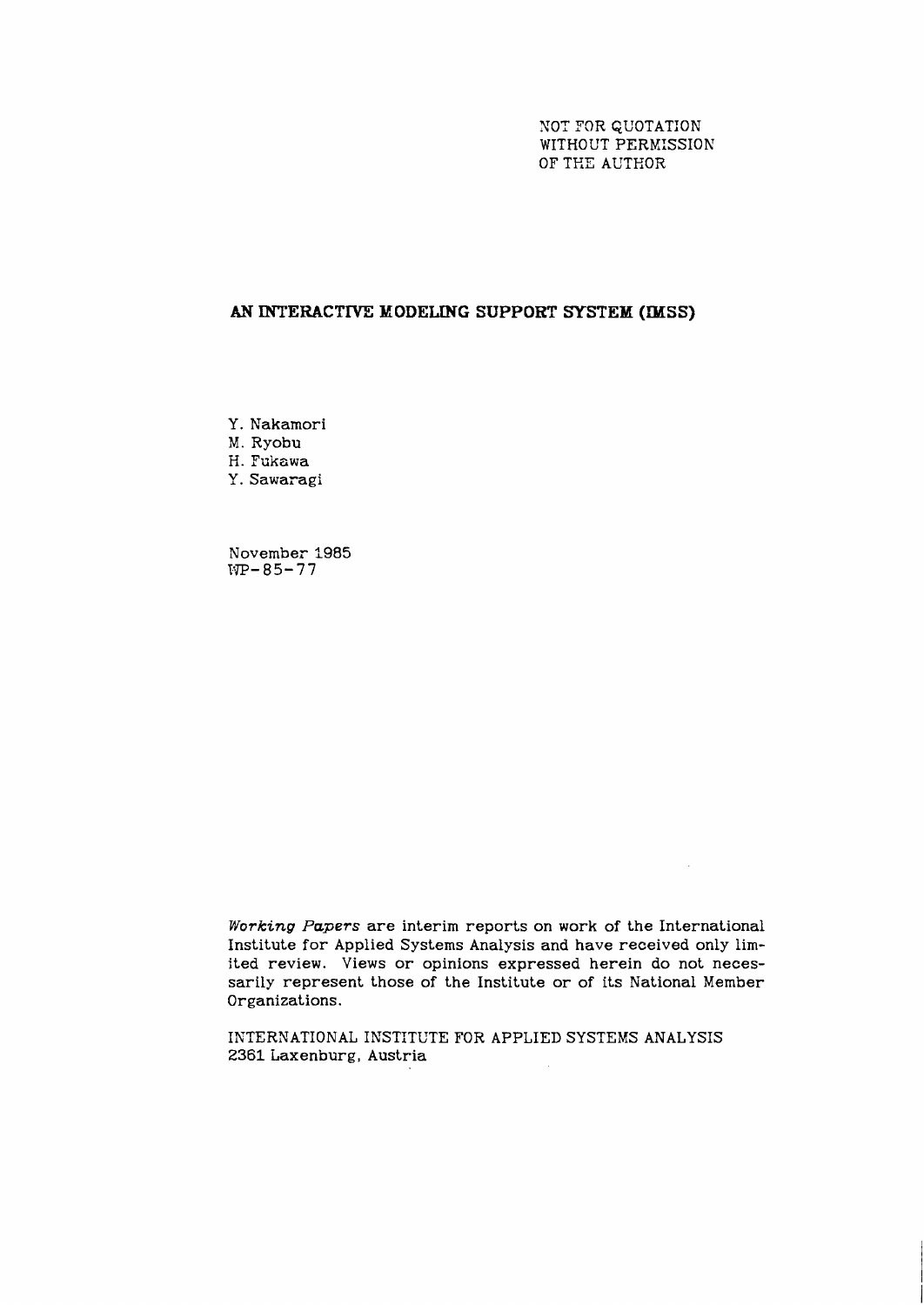NOT FOR QUOTATION
WITHOUT PERMISSION
OF THE AUTHOR

# AN INTERACTIVE MODELING SUPPORT SYSTEM (IMSS)

Y. Nakamori
M. Ryobu
H. Fukawa
Y. Sawaragi

November 1985
WP-85-77

*Working Papers* are interim reports on work of the International Institute for Applied Systems Analysis and have received only limited review. Views or opinions expressed herein do not necessarily represent those of the Institute or of its National Member Organizations.

INTERNATIONAL INSTITUTE FOR APPLIED SYSTEMS ANALYSIS
2361 Laxenburg, Austria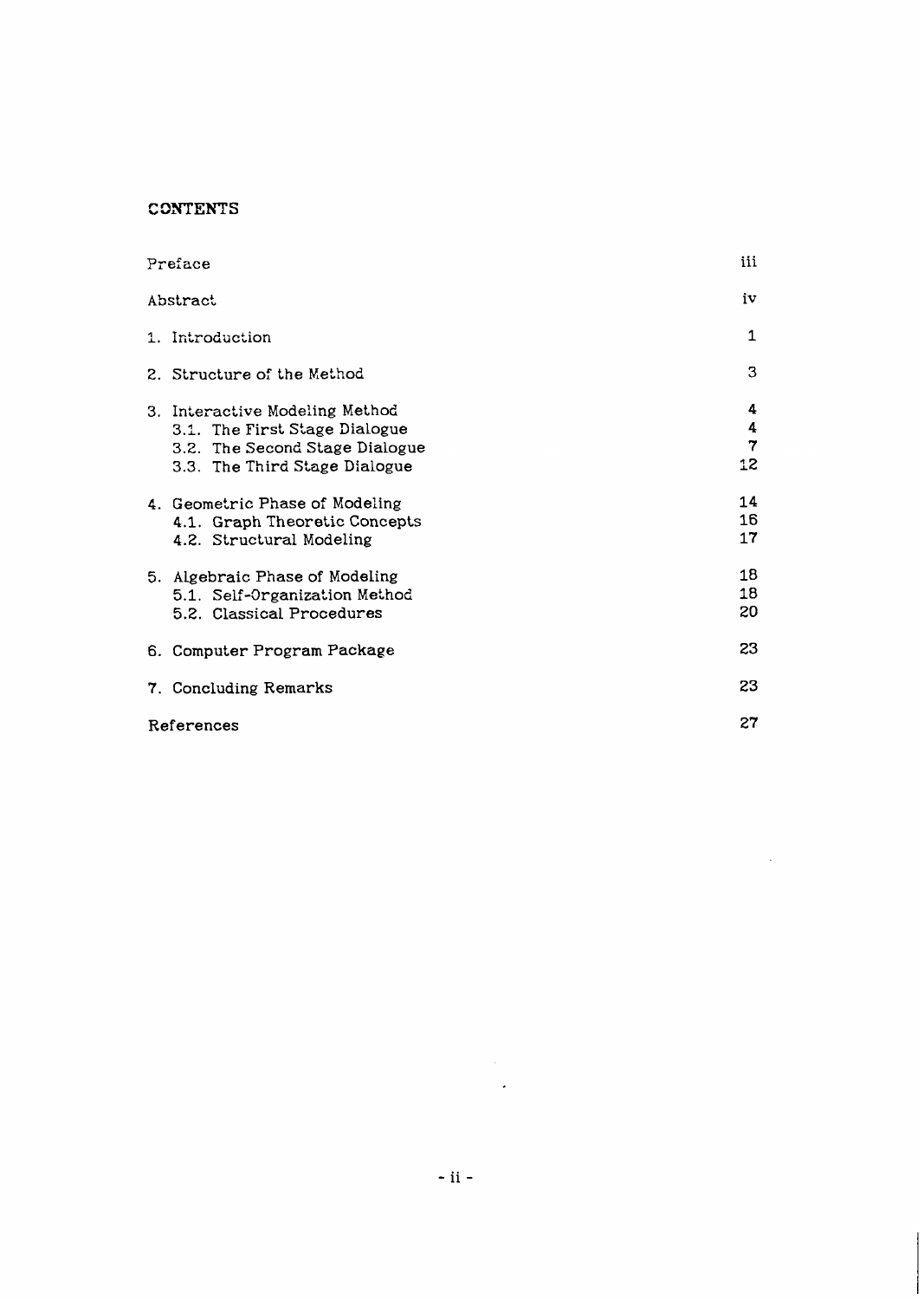## CONTENTS

| | |
|---|---|
| Preface | iii |
| Abstract | iv |
| 1. Introduction | 1 |
| 2. Structure of the Method | 3 |
| 3. Interactive Modeling Method | 4 |
| 3.1. The First Stage Dialogue | 4 |
| 3.2. The Second Stage Dialogue | 7 |
| 3.3. The Third Stage Dialogue | 12 |
| 4. Geometric Phase of Modeling | 14 |
| 4.1. Graph Theoretic Concepts | 16 |
| 4.2. Structural Modeling | 17 |
| 5. Algebraic Phase of Modeling | 18 |
| 5.1. Self-Organization Method | 18 |
| 5.2. Classical Procedures | 20 |
| 6. Computer Program Package | 23 |
| 7. Concluding Remarks | 23 |
| References | 27 |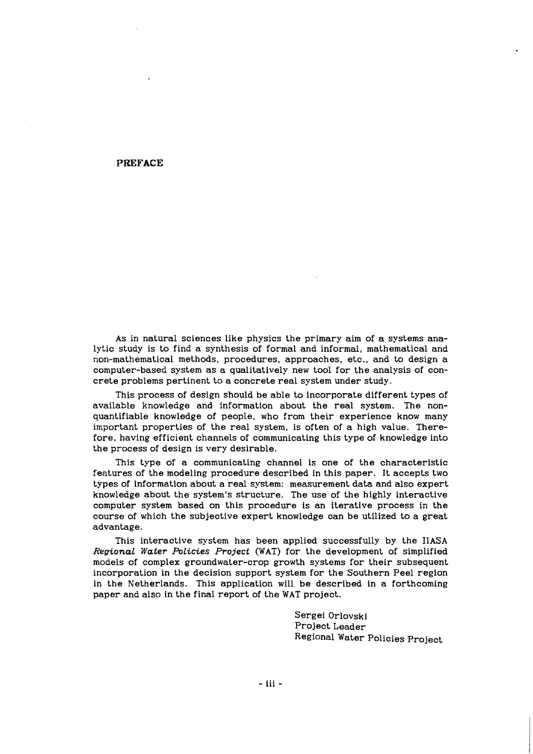# PREFACE

As in natural sciences like physics the primary aim of a systems analytic study is to find a synthesis of formal and informal, mathematical and non-mathematical methods, procedures, approaches, etc., and to design a computer-based system as a qualitatively new tool for the analysis of concrete problems pertinent to a concrete real system under study.

This process of design should be able to incorporate different types of available knowledge and information about the real system. The non-quantifiable knowledge of people, who from their experience know many important properties of the real system, is often of a high value. Therefore, having efficient channels of communicating this type of knowledge into the process of design is very desirable.

This type of a communicating channel is one of the characteristic features of the modeling procedure described in this paper. It accepts two types of information about a real system: measurement data and also expert knowledge about the system's structure. The use of the highly interactive computer system based on this procedure is an iterative process in the course of which the subjective expert knowledge can be utilized to a great advantage.

This interactive system has been applied successfully by the IIASA *Regional Water Policies Project* (WAT) for the development of simplified models of complex groundwater-crop growth systems for their subsequent incorporation in the decision support system for the Southern Peel region in the Netherlands. This application will be described in a forthcoming paper and also in the final report of the WAT project.

Sergei Orlovski
Project Leader
Regional Water Policies Project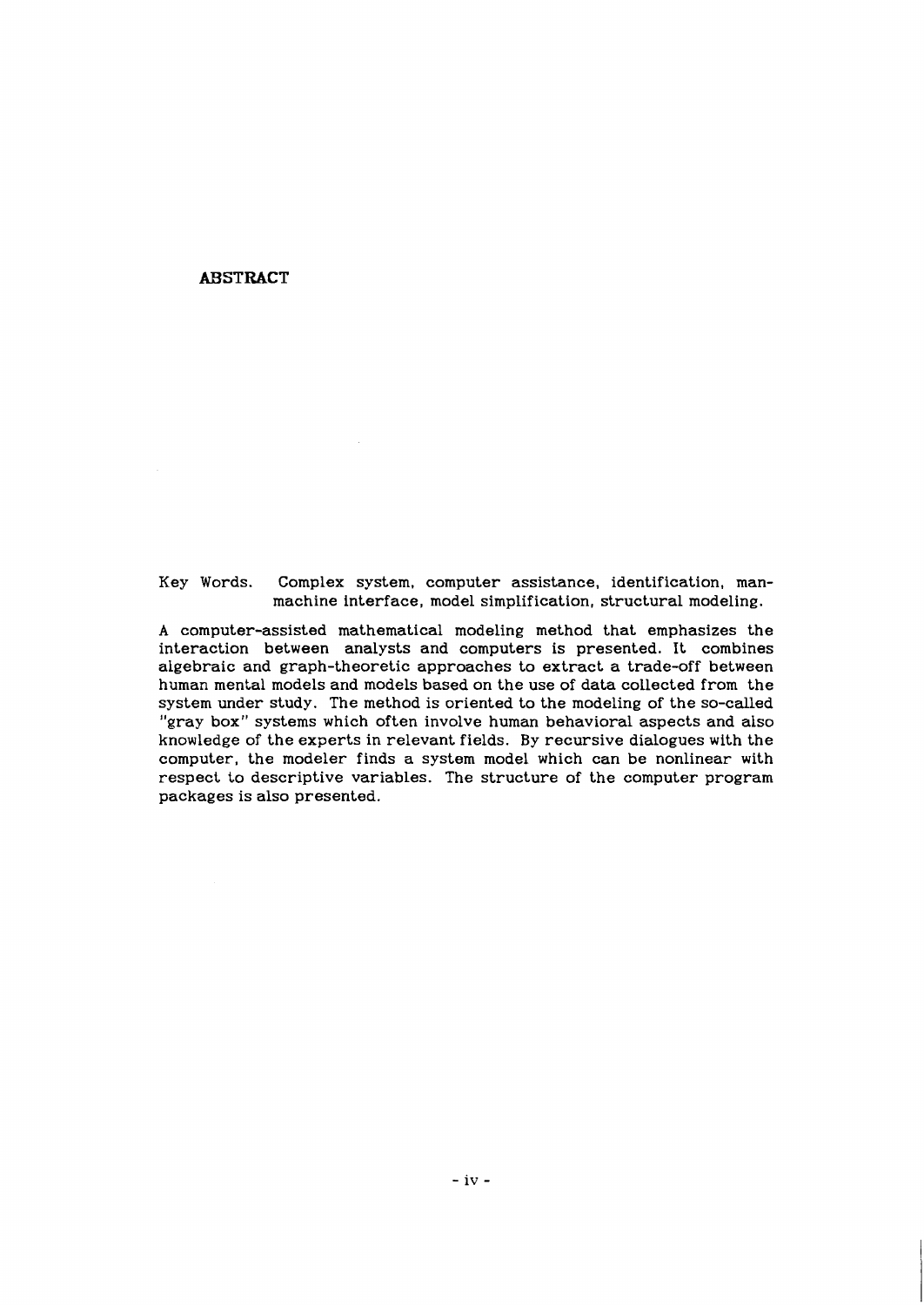## ABSTRACT

Key Words. Complex system, computer assistance, identification, man-machine interface, model simplification, structural modeling.

A computer-assisted mathematical modeling method that emphasizes the interaction between analysts and computers is presented. It combines algebraic and graph-theoretic approaches to extract a trade-off between human mental models and models based on the use of data collected from the system under study. The method is oriented to the modeling of the so-called "gray box" systems which often involve human behavioral aspects and also knowledge of the experts in relevant fields. By recursive dialogues with the computer, the modeler finds a system model which can be nonlinear with respect to descriptive variables. The structure of the computer program packages is also presented.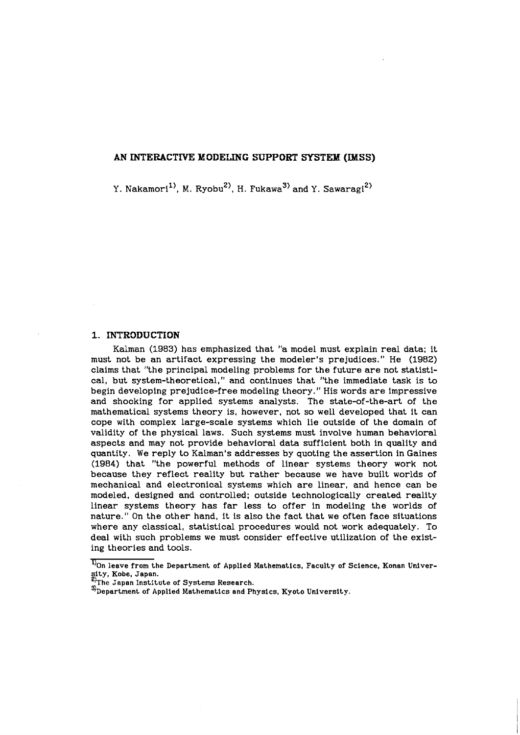# AN INTERACTIVE MODELING SUPPORT SYSTEM (IMSS)

Y. Nakamori[1], M. Ryobu[2], H. Fukawa[3] and Y. Sawaragi[2]

## 1. INTRODUCTION

Kalman (1983) has emphasized that "a model must explain real data; it must not be an artifact expressing the modeler's prejudices." He (1982) claims that "the principal modeling problems for the future are not statistical, but system-theoretical," and continues that "the immediate task is to begin developing prejudice-free modeling theory." His words are impressive and shocking for applied systems analysts. The state-of-the-art of the mathematical systems theory is, however, not so well developed that it can cope with complex large-scale systems which lie outside of the domain of validity of the physical laws. Such systems must involve human behavioral aspects and may not provide behavioral data sufficient both in quality and quantity. We reply to Kalman's addresses by quoting the assertion in Gaines (1984) that "the powerful methods of linear systems theory work not because they reflect reality but rather because we have built worlds of mechanical and electronical systems which are linear, and hence can be modeled, designed and controlled; outside technologically created reality linear systems theory has far less to offer in modeling the worlds of nature." On the other hand, it is also the fact that we often face situations where any classical, statistical procedures would not work adequately. To deal with such problems we must consider effective utilization of the existing theories and tools.

[1] On leave from the Department of Applied Mathematics, Faculty of Science, Konan University, Kobe, Japan.
[2] The Japan Institute of Systems Research.
[3] Department of Applied Mathematics and Physics, Kyoto University.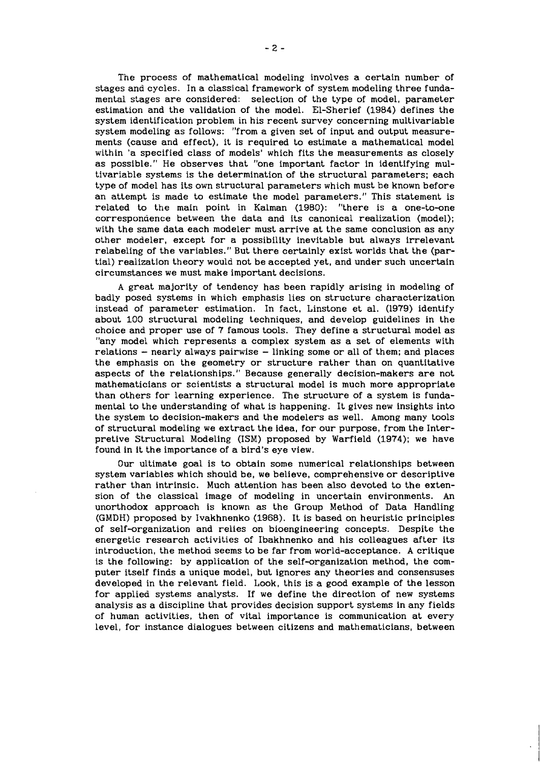The process of mathematical modeling involves a certain number of stages and cycles. In a classical framework of system modeling three fundamental stages are considered: selection of the type of model, parameter estimation and the validation of the model. El-Sherief (1984) defines the system identification problem in his recent survey concerning multivariable system modeling as follows: "from a given set of input and output measurements (cause and effect), it is required to estimate a mathematical model within 'a specified class of models' which fits the measurements as closely as possible." He observes that "one important factor in identifying multivariable systems is the determination of the structural parameters; each type of model has its own structural parameters which must be known before an attempt is made to estimate the model parameters." This statement is related to the main point in Kalman (1980): "there is a one-to-one correspondence between the data and its canonical realization (model); with the same data each modeler must arrive at the same conclusion as any other modeler, except for a possibility inevitable but always irrelevant relabeling of the variables." But there certainly exist worlds that the (partial) realization theory would not be accepted yet, and under such uncertain circumstances we must make important decisions.

A great majority of tendency has been rapidly arising in modeling of badly posed systems in which emphasis lies on structure characterization instead of parameter estimation. In fact, Linstone et al. (1979) identify about 100 structural modeling techniques, and develop guidelines in the choice and proper use of 7 famous tools. They define a structural model as "any model which represents a complex system as a set of elements with relations – nearly always pairwise – linking some or all of them; and places the emphasis on the geometry or structure rather than on quantitative aspects of the relationships." Because generally decision-makers are not mathematicians or scientists a structural model is much more appropriate than others for learning experience. The structure of a system is fundamental to the understanding of what is happening. It gives new insights into the system to decision-makers and the modelers as well. Among many tools of structural modeling we extract the idea, for our purpose, from the Interpretive Structural Modeling (ISM) proposed by Warfield (1974); we have found in it the importance of a bird's eye view.

Our ultimate goal is to obtain some numerical relationships between system variables which should be, we believe, comprehensive or descriptive rather than intrinsic. Much attention has been also devoted to the extension of the classical image of modeling in uncertain environments. An unorthodox approach is known as the Group Method of Data Handling (GMDH) proposed by Ivakhnenko (1968). It is based on heuristic principles of self-organization and relies on bioengineering concepts. Despite the energetic research activities of Ibakhnenko and his colleagues after its introduction, the method seems to be far from world-acceptance. A critique is the following: by application of the self-organization method, the computer itself finds a unique model, but ignores any theories and consensuses developed in the relevant field. Look, this is a good example of the lesson for applied systems analysts. If we define the direction of new systems analysis as a discipline that provides decision support systems in any fields of human activities, then of vital importance is communication at every level, for instance dialogues between citizens and mathematicians, between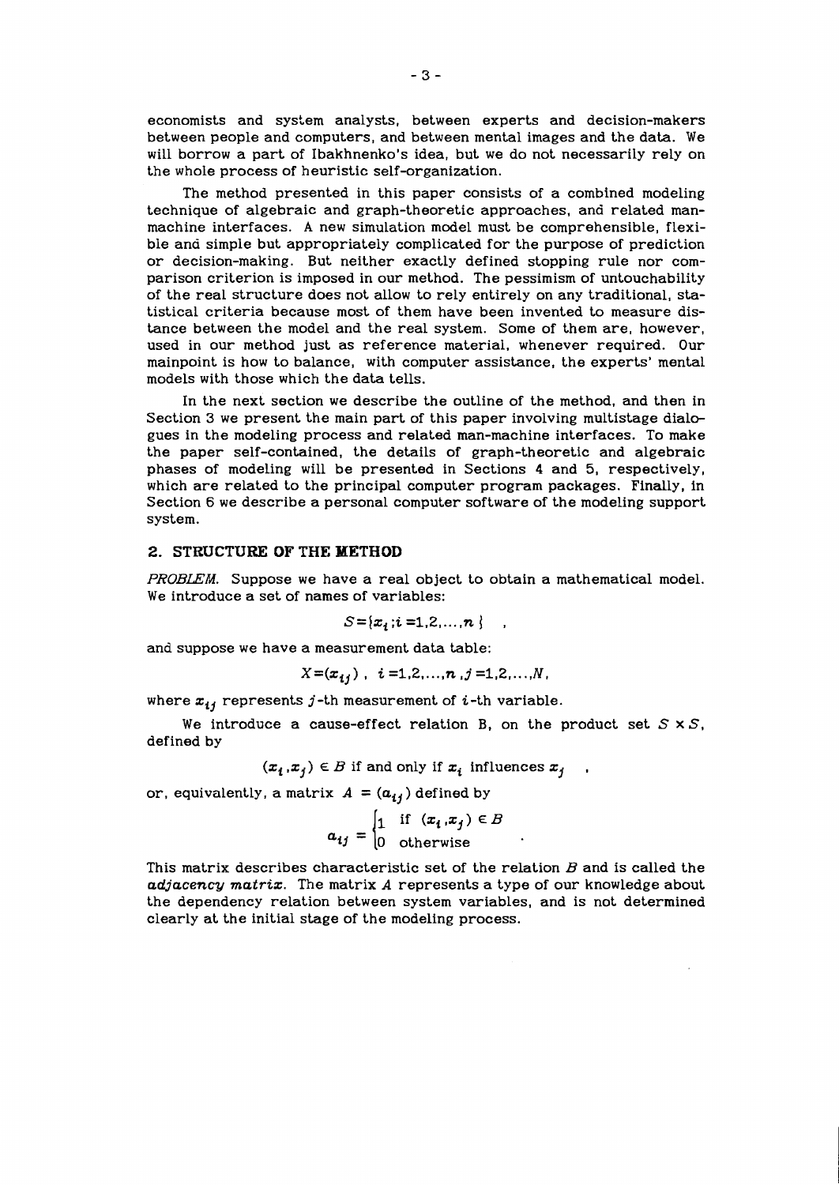economists and system analysts, between experts and decision-makers between people and computers, and between mental images and the data. We will borrow a part of Ibakhnenko's idea, but we do not necessarily rely on the whole process of heuristic self-organization.

The method presented in this paper consists of a combined modeling technique of algebraic and graph-theoretic approaches, and related man-machine interfaces. A new simulation model must be comprehensible, flexible and simple but appropriately complicated for the purpose of prediction or decision-making. But neither exactly defined stopping rule nor comparison criterion is imposed in our method. The pessimism of untouchability of the real structure does not allow to rely entirely on any traditional, statistical criteria because most of them have been invented to measure distance between the model and the real system. Some of them are, however, used in our method just as reference material, whenever required. Our mainpoint is how to balance, with computer assistance, the experts' mental models with those which the data tells.

In the next section we describe the outline of the method, and then in Section 3 we present the main part of this paper involving multistage dialogues in the modeling process and related man-machine interfaces. To make the paper self-contained, the details of graph-theoretic and algebraic phases of modeling will be presented in Sections 4 and 5, respectively, which are related to the principal computer program packages. Finally, in Section 6 we describe a personal computer software of the modeling support system.

## 2. STRUCTURE OF THE METHOD

*PROBLEM.* Suppose we have a real object to obtain a mathematical model. We introduce a set of names of variables:

$$S=\{x_i ; i=1,2,\ldots,n\} \quad ,$$

and suppose we have a measurement data table:

$$X=(x_{ij}) \; , \;\; i=1,2,\ldots,n \; , j=1,2,\ldots,N,$$

where $x_{ij}$ represents $j$-th measurement of $i$-th variable.

We introduce a cause-effect relation B, on the product set $S \times S$, defined by

$$(x_i, x_j) \in B \text{ if and only if } x_i \text{ influences } x_j \quad ,$$

or, equivalently, a matrix $A = (a_{ij})$ defined by

$$a_{ij} = \begin{cases} 1 & \text{if } (x_i, x_j) \in B \\ 0 & \text{otherwise} \end{cases} \quad .$$

This matrix describes characteristic set of the relation $B$ and is called the *adjacency matrix*. The matrix $A$ represents a type of our knowledge about the dependency relation between system variables, and is not determined clearly at the initial stage of the modeling process.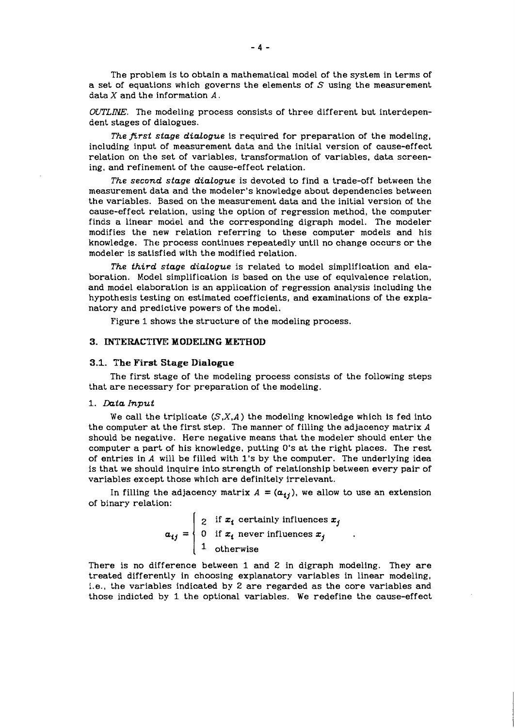The problem is to obtain a mathematical model of the system in terms of a set of equations which governs the elements of $S$ using the measurement data $X$ and the information $A$.

*OUTLINE.* The modeling process consists of three different but interdependent stages of dialogues.

*The first stage dialogue* is required for preparation of the modeling, including input of measurement data and the initial version of cause-effect relation on the set of variables, transformation of variables, data screening, and refinement of the cause-effect relation.

*The second stage dialogue* is devoted to find a trade-off between the measurement data and the modeler's knowledge about dependencies between the variables. Based on the measurement data and the initial version of the cause-effect relation, using the option of regression method, the computer finds a linear model and the corresponding digraph model. The modeler modifies the new relation referring to these computer models and his knowledge. The process continues repeatedly until no change occurs or the modeler is satisfied with the modified relation.

*The third stage dialogue* is related to model simplification and elaboration. Model simplification is based on the use of equivalence relation, and model elaboration is an application of regression analysis including the hypothesis testing on estimated coefficients, and examinations of the explanatory and predictive powers of the model.

Figure 1 shows the structure of the modeling process.

## 3. INTERACTIVE MODELING METHOD

### 3.1. The First Stage Dialogue

The first stage of the modeling process consists of the following steps that are necessary for preparation of the modeling.

1. *Data Input*

We call the triplicate $(S,X,A)$ the modeling knowledge which is fed into the computer at the first step. The manner of filling the adjacency matrix $A$ should be negative. Here negative means that the modeler should enter the computer a part of his knowledge, putting 0's at the right places. The rest of entries in $A$ will be filled with 1's by the computer. The underlying idea is that we should inquire into strength of relationship between every pair of variables except those which are definitely irrelevant.

In filling the adjacency matrix $A = (a_{ij})$, we allow to use an extension of binary relation:

$$a_{ij} = \begin{cases} 2 & \text{if } x_i \text{ certainly influences } x_j \\ 0 & \text{if } x_i \text{ never influences } x_j \\ 1 & \text{otherwise} \end{cases} .$$

There is no difference between 1 and 2 in digraph modeling. They are treated differently in choosing explanatory variables in linear modeling, i.e., the variables indicated by 2 are regarded as the core variables and those indicted by 1 the optional variables. We redefine the cause-effect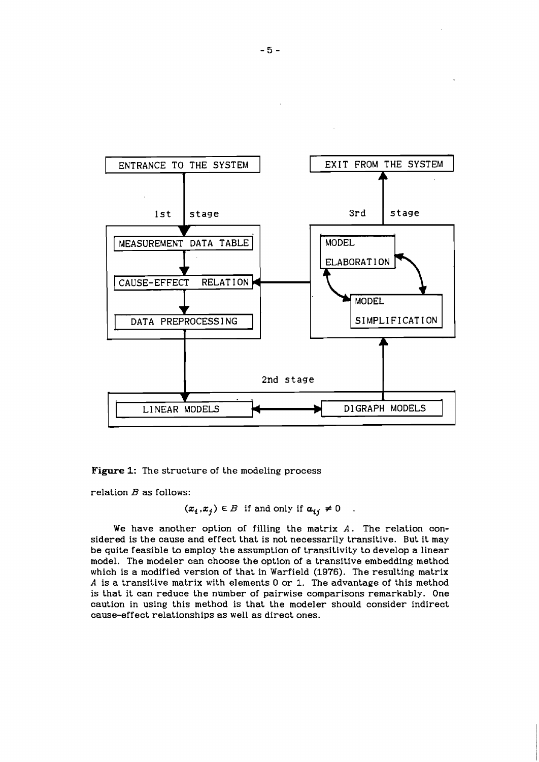**Figure 1:** The structure of the modeling process

relation $B$ as follows:

$$(x_i, x_j) \in B \text{ if and only if } a_{ij} \neq 0 \quad .$$

We have another option of filling the matrix $A$. The relation considered is the cause and effect that is not necessarily transitive. But it may be quite feasible to employ the assumption of transitivity to develop a linear model. The modeler can choose the option of a transitive embedding method which is a modified version of that in Warfield (1976). The resulting matrix $A$ is a transitive matrix with elements 0 or 1. The advantage of this method is that it can reduce the number of pairwise comparisons remarkably. One caution in using this method is that the modeler should consider indirect cause-effect relationships as well as direct ones.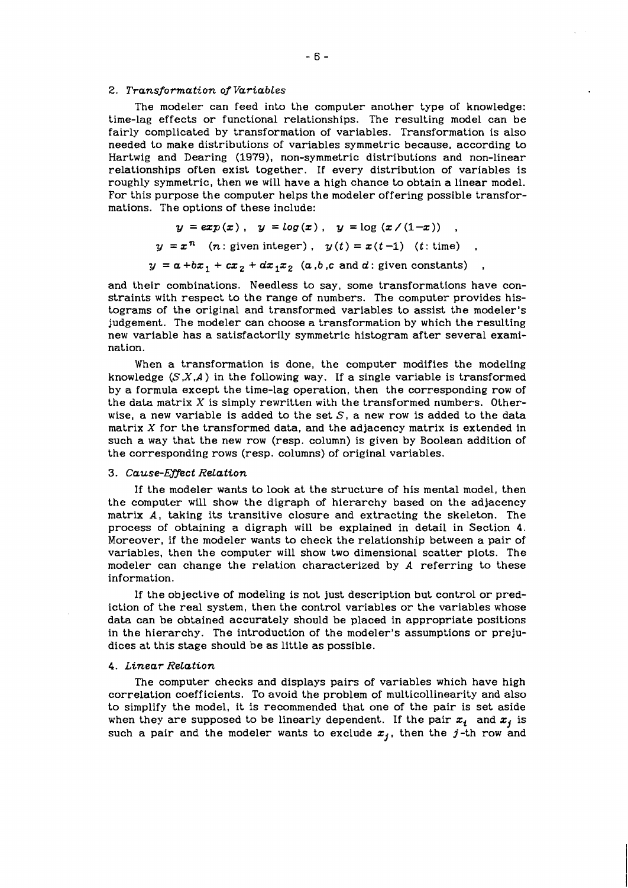### 2. *Transformation of Variables*

The modeler can feed into the computer another type of knowledge: time-lag effects or functional relationships. The resulting model can be fairly complicated by transformation of variables. Transformation is also needed to make distributions of variables symmetric because, according to Hartwig and Dearing (1979), non-symmetric distributions and non-linear relationships often exist together. If every distribution of variables is roughly symmetric, then we will have a high chance to obtain a linear model. For this purpose the computer helps the modeler offering possible transformations. The options of these include:

$$y = exp(x)\ ,\quad y = log(x)\ ,\quad y = \log\,(x\,/\,(1-x))\quad ,$$

$$y = x^n \quad (n\text{: given integer})\ ,\quad y(t) = x(t-1)\quad (t\text{: time})\quad ,$$

$$y = a + bx_1 + cx_2 + dx_1x_2 \quad (a, b, c \text{ and } d\text{: given constants})\quad ,$$

and their combinations. Needless to say, some transformations have constraints with respect to the range of numbers. The computer provides histograms of the original and transformed variables to assist the modeler's judgement. The modeler can choose a transformation by which the resulting new variable has a satisfactorily symmetric histogram after several examination.

When a transformation is done, the computer modifies the modeling knowledge $(S, X, A)$ in the following way. If a single variable is transformed by a formula except the time-lag operation, then the corresponding row of the data matrix $X$ is simply rewritten with the transformed numbers. Otherwise, a new variable is added to the set $S$, a new row is added to the data matrix $X$ for the transformed data, and the adjacency matrix is extended in such a way that the new row (resp. column) is given by Boolean addition of the corresponding rows (resp. columns) of original variables.

### 3. *Cause-Effect Relation*

If the modeler wants to look at the structure of his mental model, then the computer will show the digraph of hierarchy based on the adjacency matrix $A$, taking its transitive closure and extracting the skeleton. The process of obtaining a digraph will be explained in detail in Section 4. Moreover, if the modeler wants to check the relationship between a pair of variables, then the computer will show two dimensional scatter plots. The modeler can change the relation characterized by $A$ referring to these information.

If the objective of modeling is not just description but control or prediction of the real system, then the control variables or the variables whose data can be obtained accurately should be placed in appropriate positions in the hierarchy. The introduction of the modeler's assumptions or prejudices at this stage should be as little as possible.

### 4. *Linear Relation*

The computer checks and displays pairs of variables which have high correlation coefficients. To avoid the problem of multicollinearity and also to simplify the model, it is recommended that one of the pair is set aside when they are supposed to be linearly dependent. If the pair $x_i$ and $x_j$ is such a pair and the modeler wants to exclude $x_j$, then the $j$-th row and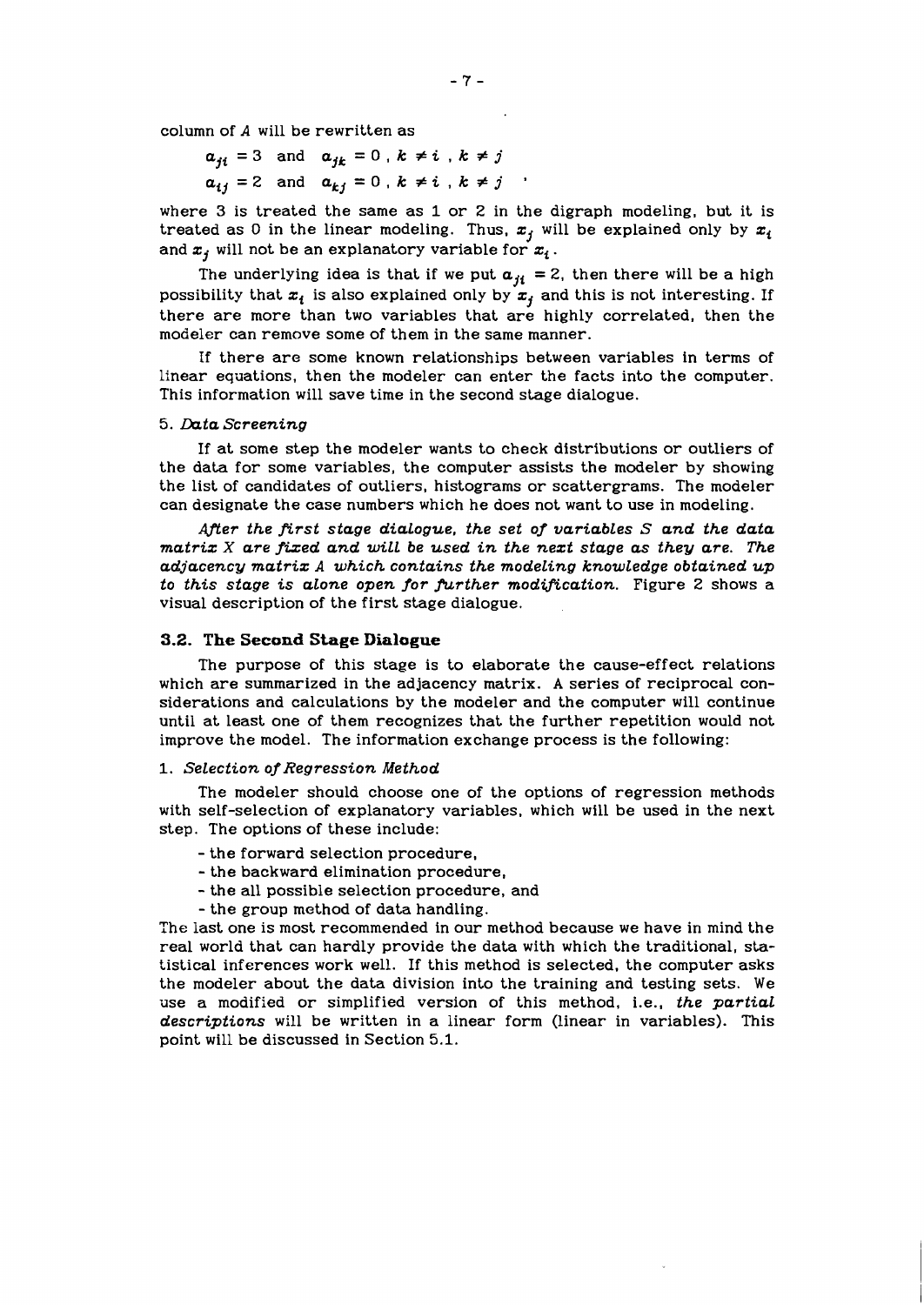column of $A$ will be rewritten as

$$a_{ji} = 3 \quad \text{and} \quad a_{jk} = 0 \; , \; k \neq i \; , \; k \neq j$$
$$a_{ij} = 2 \quad \text{and} \quad a_{kj} = 0 \; , \; k \neq i \; , \; k \neq j \quad ,$$

where 3 is treated the same as 1 or 2 in the digraph modeling, but it is treated as 0 in the linear modeling. Thus, $x_j$ will be explained only by $x_i$ and $x_j$ will not be an explanatory variable for $x_i$.

The underlying idea is that if we put $a_{ji} = 2$, then there will be a high possibility that $x_i$ is also explained only by $x_j$ and this is not interesting. If there are more than two variables that are highly correlated, then the modeler can remove some of them in the same manner.

If there are some known relationships between variables in terms of linear equations, then the modeler can enter the facts into the computer. This information will save time in the second stage dialogue.

5. *Data Screening*

If at some step the modeler wants to check distributions or outliers of the data for some variables, the computer assists the modeler by showing the list of candidates of outliers, histograms or scattergrams. The modeler can designate the case numbers which he does not want to use in modeling.

***After the first stage dialogue, the set of variables S and the data matrix X are fixed and will be used in the next stage as they are. The adjacency matrix A which contains the modeling knowledge obtained up to this stage is alone open for further modification.*** Figure 2 shows a visual description of the first stage dialogue.

### 3.2. The Second Stage Dialogue

The purpose of this stage is to elaborate the cause-effect relations which are summarized in the adjacency matrix. A series of reciprocal considerations and calculations by the modeler and the computer will continue until at least one of them recognizes that the further repetition would not improve the model. The information exchange process is the following:

1. *Selection of Regression Method*

The modeler should choose one of the options of regression methods with self-selection of explanatory variables, which will be used in the next step. The options of these include:

- the forward selection procedure,
- the backward elimination procedure,
- the all possible selection procedure, and
- the group method of data handling.

The last one is most recommended in our method because we have in mind the real world that can hardly provide the data with which the traditional, statistical inferences work well. If this method is selected, the computer asks the modeler about the data division into the training and testing sets. We use a modified or simplified version of this method, i.e., ***the partial descriptions*** will be written in a linear form (linear in variables). This point will be discussed in Section 5.1.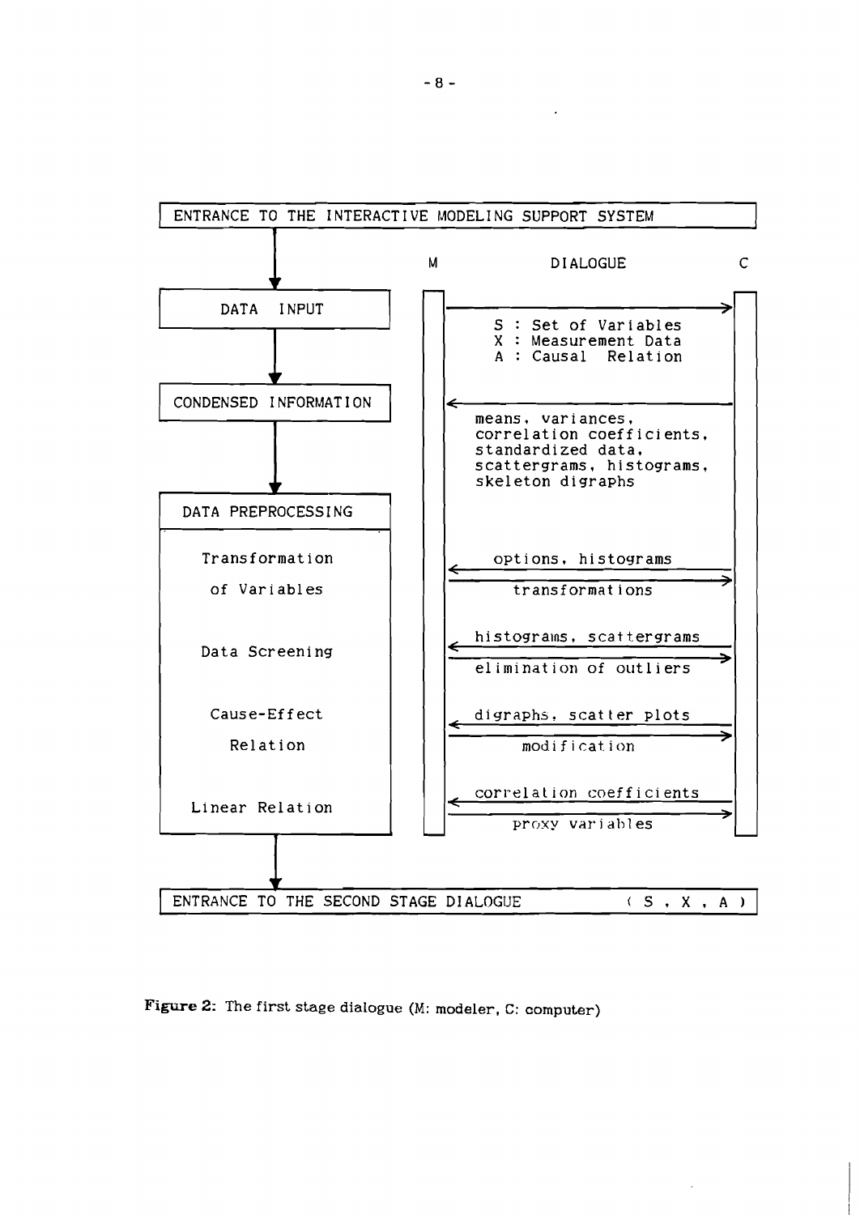ENTRANCE TO THE INTERACTIVE MODELING SUPPORT SYSTEM

| | M | DIALOGUE | C |
|---|---|---|---|
| DATA INPUT | | → S : Set of Variables, X : Measurement Data, A : Causal Relation | |
| CONDENSED INFORMATION | | ← means, variances, correlation coefficients, standardized data, scattergrams, histograms, skeleton digraphs | |
| DATA PREPROCESSING | | | |
| Transformation of Variables | | ← options, histograms; → transformations | |
| Data Screening | | ← histograms, scattergrams; → elimination of outliers | |
| Cause-Effect Relation | | ← digraphs, scatter plots; → modification | |
| Linear Relation | | ← correlation coefficients; → proxy variables | |

ENTRANCE TO THE SECOND STAGE DIALOGUE ( S , X , A )

**Figure 2:** The first stage dialogue (M: modeler, C: computer)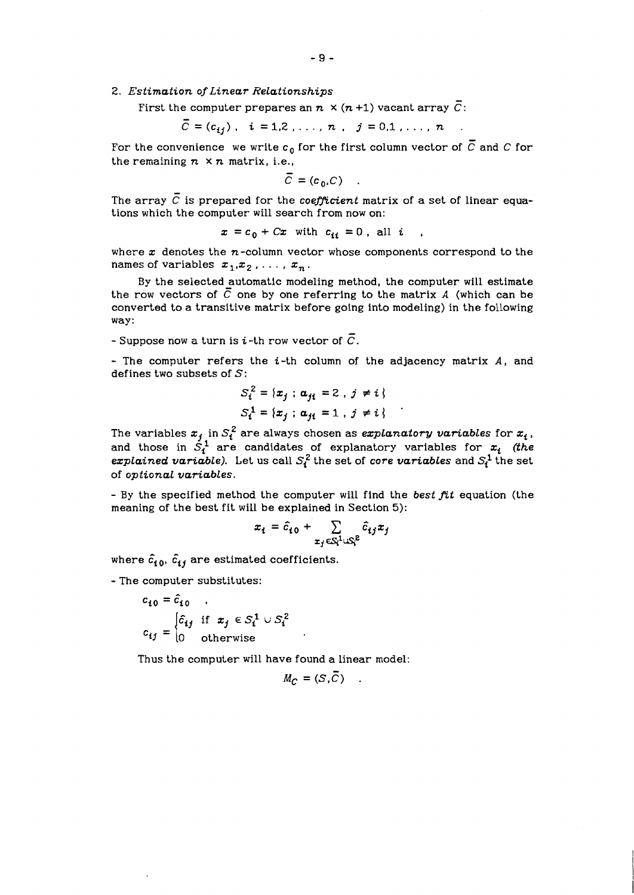## 2. *Estimation of Linear Relationships*

First the computer prepares an $n \times (n+1)$ vacant array $\bar{C}$:

$$\bar{C} = (c_{ij}) \ , \quad i = 1,2 \ , \ \ldots \ , \ n \ , \quad j = 0,1 \ , \ \ldots \ , \ n \quad .$$

For the convenience we write $c_0$ for the first column vector of $\bar{C}$ and $C$ for the remaining $n \times n$ matrix, i.e.,

$$\bar{C} = (c_0, C) \quad .$$

The array $\bar{C}$ is prepared for the *coefficient* matrix of a set of linear equations which the computer will search from now on:

$$x = c_0 + Cx \quad \text{with} \quad c_{ii} = 0 \ , \ \text{all} \ i \quad ,$$

where $x$ denotes the $n$-column vector whose components correspond to the names of variables $x_1, x_2, \ldots, x_n$.

By the selected automatic modeling method, the computer will estimate the row vectors of $\bar{C}$ one by one referring to the matrix $A$ (which can be converted to a transitive matrix before going into modeling) in the following way:

- Suppose now a turn is $i$-th row vector of $\bar{C}$.

- The computer refers the $i$-th column of the adjacency matrix $A$, and defines two subsets of $S$:

$$S_i^2 = \{x_j \ ; \ a_{ji} = 2 \ , \ j \neq i\}$$
$$S_i^1 = \{x_j \ ; \ a_{ji} = 1 \ , \ j \neq i\} \quad .$$

The variables $x_j$ in $S_i^2$ are always chosen as ***explanatory variables*** for $x_i$, and those in $S_i^1$ are candidates of explanatory variables for $x_i$ ***(the explained variable)***. Let us call $S_i^2$ the set of ***core variables*** and $S_i^1$ the set of ***optional variables***.

- By the specified method the computer will find the ***best fit*** equation (the meaning of the best fit will be explained in Section 5):

$$x_i = \hat{c}_{i0} + \sum_{x_j \in S_i^1 \cup S_i^2} \hat{c}_{ij} x_j$$

where $\hat{c}_{i0}$, $\hat{c}_{ij}$ are estimated coefficients.

- The computer substitutes:

$$c_{i0} = \hat{c}_{i0} \quad ,$$
$$c_{ij} = \begin{cases} \hat{c}_{ij} & \text{if} \ x_j \in S_i^1 \cup S_i^2 \\ 0 & \text{otherwise} \end{cases} \quad .$$

Thus the computer will have found a linear model:

$$M_C = (S, \bar{C}) \quad .$$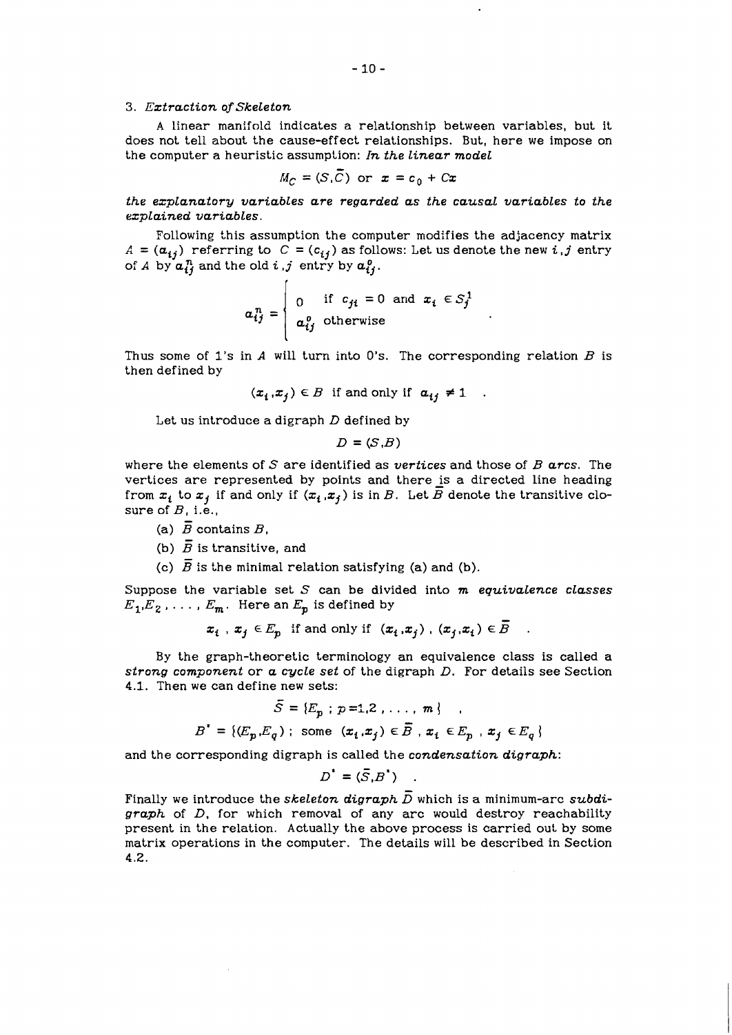### 3. *Extraction of Skeleton*

A linear manifold indicates a relationship between variables, but it does not tell about the cause-effect relationships. But, here we impose on the computer a heuristic assumption: *In the linear model*

$$M_C = (S, \bar{C}) \text{ or } x = c_0 + Cx$$

*the explanatory variables are regarded as the causal variables to the explained variables.*

Following this assumption the computer modifies the adjacency matrix $A = (a_{ij})$ referring to $C = (c_{ij})$ as follows: Let us denote the new $i,j$ entry of $A$ by $a_{ij}^n$ and the old $i,j$ entry by $a_{ij}^o$.

$$a_{ij}^n = \begin{cases} 0 & \text{if } c_{ji} = 0 \text{ and } x_i \in S_j^1 \\ a_{ij}^o & \text{otherwise} \end{cases}$$

Thus some of 1's in $A$ will turn into 0's. The corresponding relation $B$ is then defined by

$$(x_i, x_j) \in B \text{ if and only if } a_{ij} \neq 1 \quad .$$

Let us introduce a digraph $D$ defined by

$$D = (S, B)$$

where the elements of $S$ are identified as *vertices* and those of $B$ *arcs*. The vertices are represented by points and there is a directed line heading from $x_i$ to $x_j$ if and only if $(x_i, x_j)$ is in $B$. Let $\bar{B}$ denote the transitive closure of $B$, i.e.,

(a) $\bar{B}$ contains $B$,

(b) $\bar{B}$ is transitive, and

(c) $\bar{B}$ is the minimal relation satisfying (a) and (b).

Suppose the variable set $S$ can be divided into $m$ *equivalence classes* $E_1, E_2, \ldots, E_m$. Here an $E_p$ is defined by

$$x_i \, , \, x_j \in E_p \text{ if and only if } (x_i, x_j) \, , \, (x_j, x_i) \in \bar{B} \quad .$$

By the graph-theoretic terminology an equivalence class is called a *strong component* or *a cycle set* of the digraph $D$. For details see Section 4.1. Then we can define new sets:

$$\bar{S} = \{E_p \, ; \, p = 1, 2, \ldots, m\} \quad ,$$

$$B^* = \{(E_p, E_q) \, ; \text{ some } (x_i, x_j) \in \bar{B} \, , \, x_i \in E_p \, , \, x_j \in E_q\}$$

and the corresponding digraph is called the *condensation digraph*:

$$D^* = (\bar{S}, B^*) \quad .$$

Finally we introduce the *skeleton digraph* $\bar{D}$ which is a minimum-arc *subdigraph* of $D$, for which removal of any arc would destroy reachability present in the relation. Actually the above process is carried out by some matrix operations in the computer. The details will be described in Section 4.2.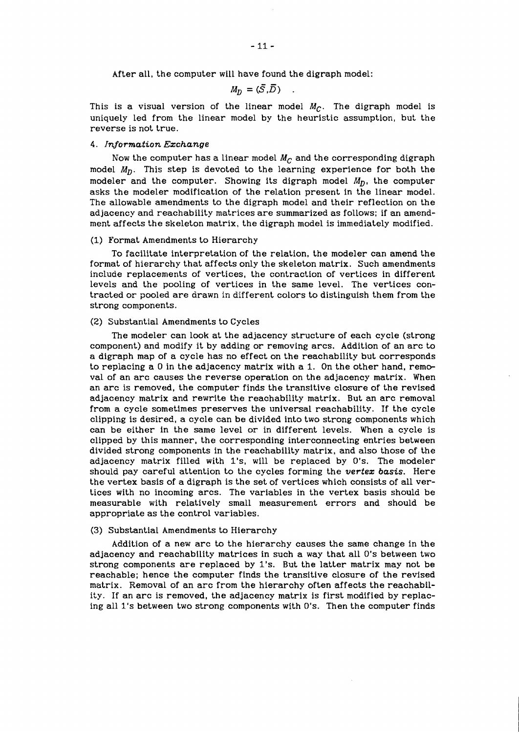After all, the computer will have found the digraph model:

$$M_D = (\bar{S}, \bar{D}) \quad .$$

This is a visual version of the linear model $M_C$. The digraph model is uniquely led from the linear model by the heuristic assumption, but the reverse is not true.

#### 4. *Information Exchange*

Now the computer has a linear model $M_C$ and the corresponding digraph model $M_D$. This step is devoted to the learning experience for both the modeler and the computer. Showing its digraph model $M_D$, the computer asks the modeler modification of the relation present in the linear model. The allowable amendments to the digraph model and their reflection on the adjacency and reachability matrices are summarized as follows; if an amendment affects the skeleton matrix, the digraph model is immediately modified.

(1) Format Amendments to Hierarchy

To facilitate interpretation of the relation, the modeler can amend the format of hierarchy that affects only the skeleton matrix. Such amendments include replacements of vertices, the contraction of vertices in different levels and the pooling of vertices in the same level. The vertices contracted or pooled are drawn in different colors to distinguish them from the strong components.

(2) Substantial Amendments to Cycles

The modeler can look at the adjacency structure of each cycle (strong component) and modify it by adding or removing arcs. Addition of an arc to a digraph map of a cycle has no effect on the reachability but corresponds to replacing a 0 in the adjacency matrix with a 1. On the other hand, removal of an arc causes the reverse operation on the adjacency matrix. When an arc is removed, the computer finds the transitive closure of the revised adjacency matrix and rewrite the reachability matrix. But an arc removal from a cycle sometimes preserves the universal reachability. If the cycle clipping is desired, a cycle can be divided into two strong components which can be either in the same level or in different levels. When a cycle is clipped by this manner, the corresponding interconnecting entries between divided strong components in the reachability matrix, and also those of the adjacency matrix filled with 1's, will be replaced by 0's. The modeler should pay careful attention to the cycles forming the ***vertex basis***. Here the vertex basis of a digraph is the set of vertices which consists of all vertices with no incoming arcs. The variables in the vertex basis should be measurable with relatively small measurement errors and should be appropriate as the control variables.

(3) Substantial Amendments to Hierarchy

Addition of a new arc to the hierarchy causes the same change in the adjacency and reachability matrices in such a way that all 0's between two strong components are replaced by 1's. But the latter matrix may not be reachable; hence the computer finds the transitive closure of the revised matrix. Removal of an arc from the hierarchy often affects the reachability. If an arc is removed, the adjacency matrix is first modified by replacing all 1's between two strong components with 0's. Then the computer finds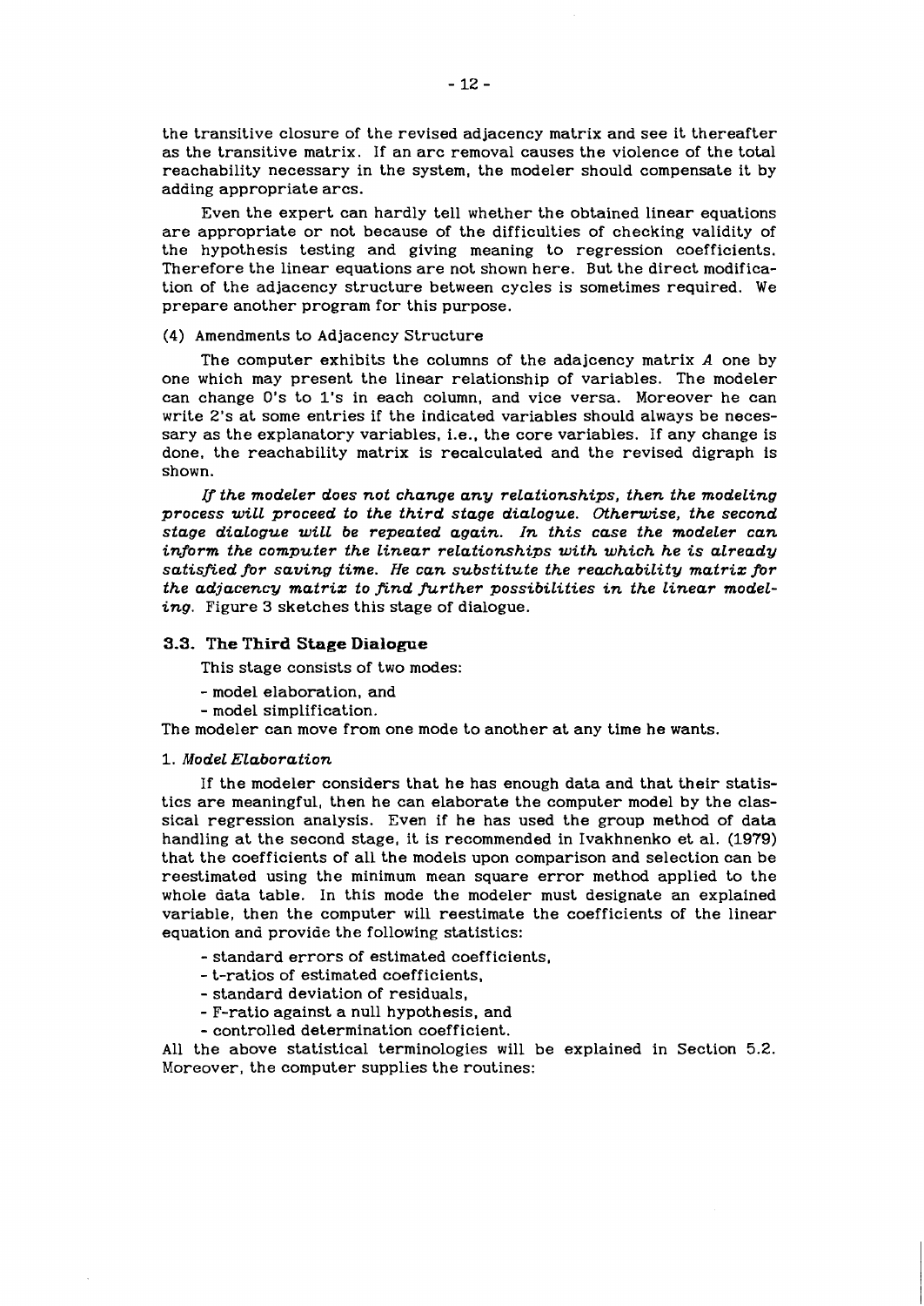the transitive closure of the revised adjacency matrix and see it thereafter as the transitive matrix. If an arc removal causes the violence of the total reachability necessary in the system, the modeler should compensate it by adding appropriate arcs.

Even the expert can hardly tell whether the obtained linear equations are appropriate or not because of the difficulties of checking validity of the hypothesis testing and giving meaning to regression coefficients. Therefore the linear equations are not shown here. But the direct modification of the adjacency structure between cycles is sometimes required. We prepare another program for this purpose.

(4) Amendments to Adjacency Structure

The computer exhibits the columns of the adajcency matrix $A$ one by one which may present the linear relationship of variables. The modeler can change 0's to 1's in each column, and vice versa. Moreover he can write 2's at some entries if the indicated variables should always be necessary as the explanatory variables, i.e., the core variables. If any change is done, the reachability matrix is recalculated and the revised digraph is shown.

*If the modeler does not change any relationships, then the modeling process will proceed to the third stage dialogue. Otherwise, the second stage dialogue will be repeated again. In this case the modeler can inform the computer the linear relationships with which he is already satisfied for saving time. He can substitute the reachability matrix for the adjacency matrix to find further possibilities in the linear modeling.* Figure 3 sketches this stage of dialogue.

### 3.3. The Third Stage Dialogue

This stage consists of two modes:

- model elaboration, and
- model simplification.

The modeler can move from one mode to another at any time he wants.

1. *Model Elaboration*

If the modeler considers that he has enough data and that their statistics are meaningful, then he can elaborate the computer model by the classical regression analysis. Even if he has used the group method of data handling at the second stage, it is recommended in Ivakhnenko et al. (1979) that the coefficients of all the models upon comparison and selection can be reestimated using the minimum mean square error method applied to the whole data table. In this mode the modeler must designate an explained variable, then the computer will reestimate the coefficients of the linear equation and provide the following statistics:

- standard errors of estimated coefficients,
- t-ratios of estimated coefficients,
- standard deviation of residuals,
- F-ratio against a null hypothesis, and
- controlled determination coefficient.

All the above statistical terminologies will be explained in Section 5.2. Moreover, the computer supplies the routines: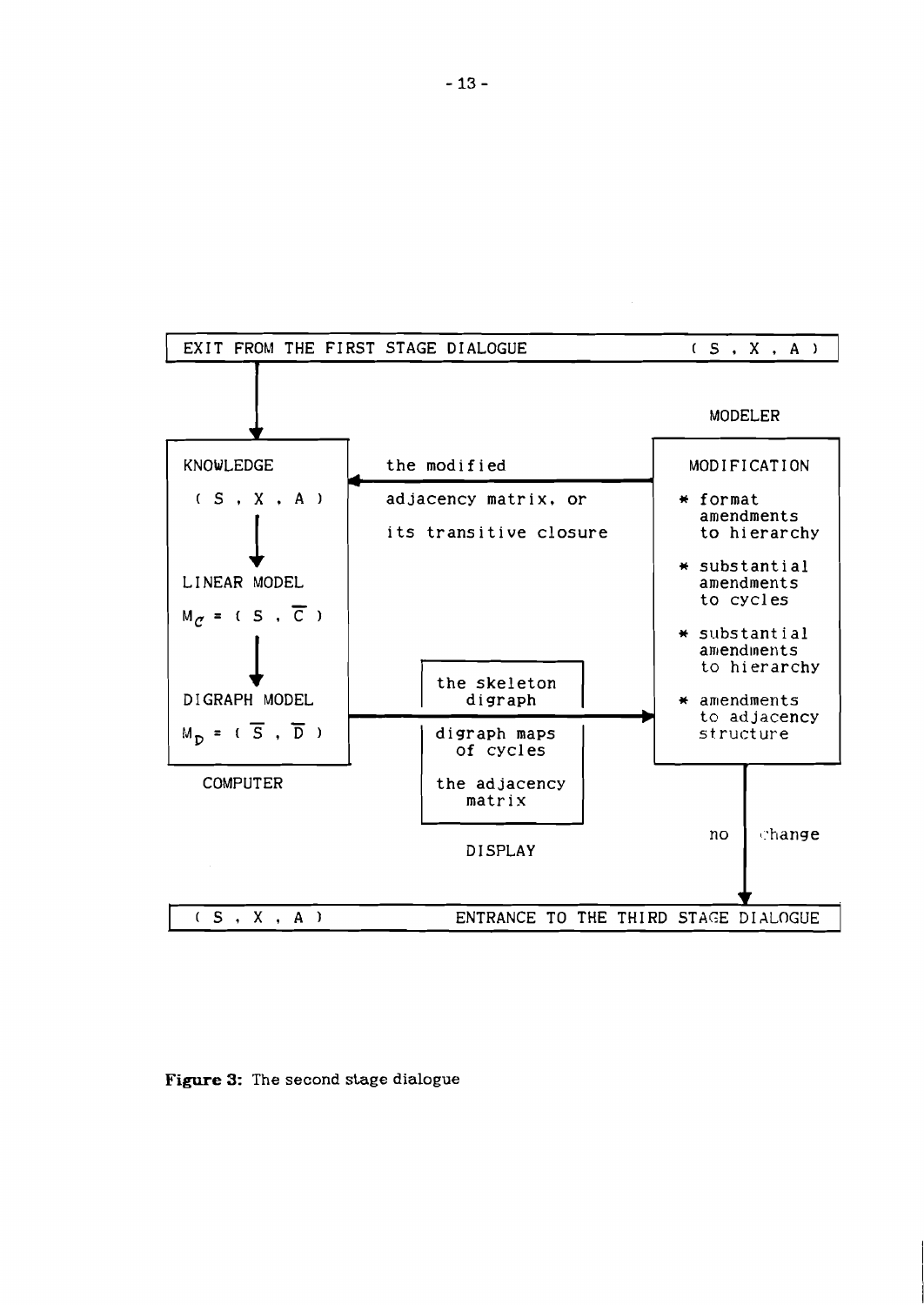EXIT FROM THE FIRST STAGE DIALOGUE $(S, X, A)$

MODELER

KNOWLEDGE

$(S, X, A)$

LINEAR MODEL

$M_C = (S, \overline{C})$

DIGRAPH MODEL

$M_D = (\overline{S}, \overline{D})$

COMPUTER

the modified adjacency matrix, or its transitive closure

MODIFICATION

* format amendments to hierarchy
* substantial amendments to cycles
* substantial amendments to hierarchy
* amendments to adjacency structure

the skeleton digraph

digraph maps of cycles

the adjacency matrix

DISPLAY

no change

$(S, X, A)$ ENTRANCE TO THE THIRD STAGE DIALOGUE

**Figure 3:** The second stage dialogue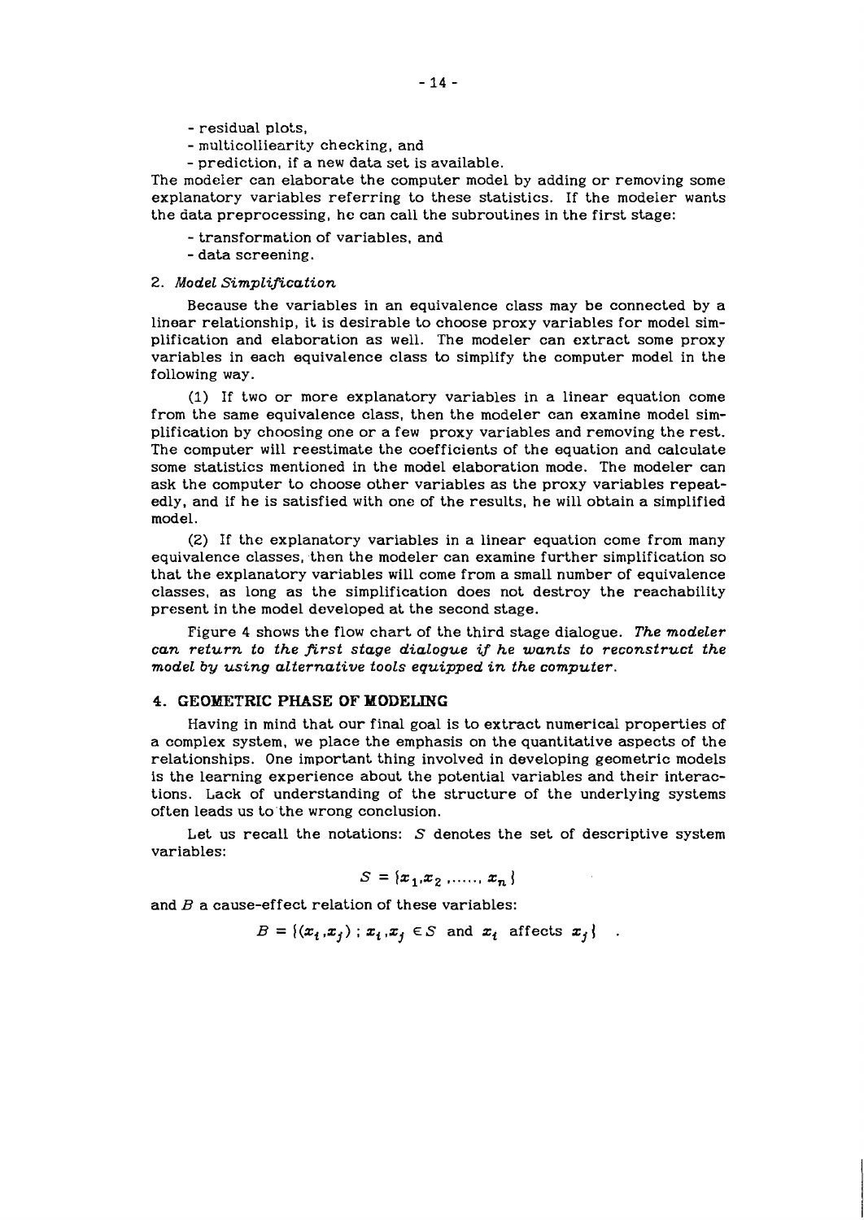- residual plots,
- multicolliearity checking, and
- prediction, if a new data set is available.

The modeler can elaborate the computer model by adding or removing some explanatory variables referring to these statistics. If the modeler wants the data preprocessing, he can call the subroutines in the first stage:

- transformation of variables, and
- data screening.

2. *Model Simplification*

Because the variables in an equivalence class may be connected by a linear relationship, it is desirable to choose proxy variables for model simplification and elaboration as well. The modeler can extract some proxy variables in each equivalence class to simplify the computer model in the following way.

(1) If two or more explanatory variables in a linear equation come from the same equivalence class, then the modeler can examine model simplification by choosing one or a few proxy variables and removing the rest. The computer will reestimate the coefficients of the equation and calculate some statistics mentioned in the model elaboration mode. The modeler can ask the computer to choose other variables as the proxy variables repeatedly, and if he is satisfied with one of the results, he will obtain a simplified model.

(2) If the explanatory variables in a linear equation come from many equivalence classes, then the modeler can examine further simplification so that the explanatory variables will come from a small number of equivalence classes, as long as the simplification does not destroy the reachability present in the model developed at the second stage.

Figure 4 shows the flow chart of the third stage dialogue. *The modeler can return to the first stage dialogue if he wants to reconstruct the model by using alternative tools equipped in the computer.*

## 4. GEOMETRIC PHASE OF MODELING

Having in mind that our final goal is to extract numerical properties of a complex system, we place the emphasis on the quantitative aspects of the relationships. One important thing involved in developing geometric models is the learning experience about the potential variables and their interactions. Lack of understanding of the structure of the underlying systems often leads us to the wrong conclusion.

Let us recall the notations: $S$ denotes the set of descriptive system variables:

$$S = \{x_1, x_2, \ldots\ldots, x_n\}$$

and $B$ a cause-effect relation of these variables:

$$B = \{(x_i, x_j) \; ; \; x_i, x_j \in S \text{ and } x_i \text{ affects } x_j\} \quad .$$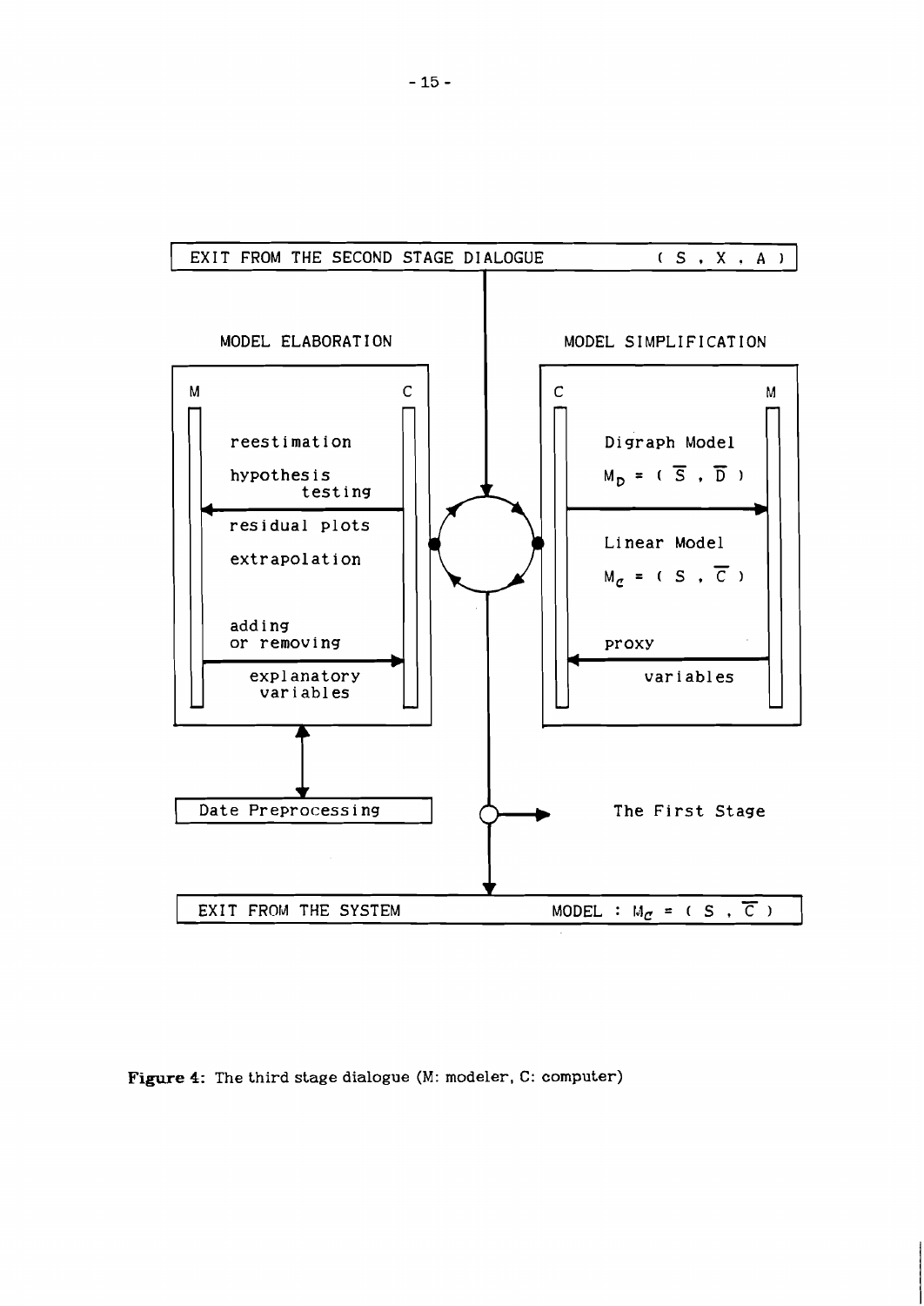EXIT FROM THE SECOND STAGE DIALOGUE ( S , X , A )

MODEL ELABORATION

M C

reestimation

hypothesis testing

residual plots

extrapolation

adding or removing

explanatory variables

MODEL SIMPLIFICATION

C M

Digraph Model

$M_D = (\bar{S}, \bar{D})$

Linear Model

$M_C = (S, \bar{C})$

proxy

variables

Date Preprocessing

The First Stage

EXIT FROM THE SYSTEM MODEL : $M_C = (S, \bar{C})$

**Figure 4**: The third stage dialogue (M: modeler, C: computer)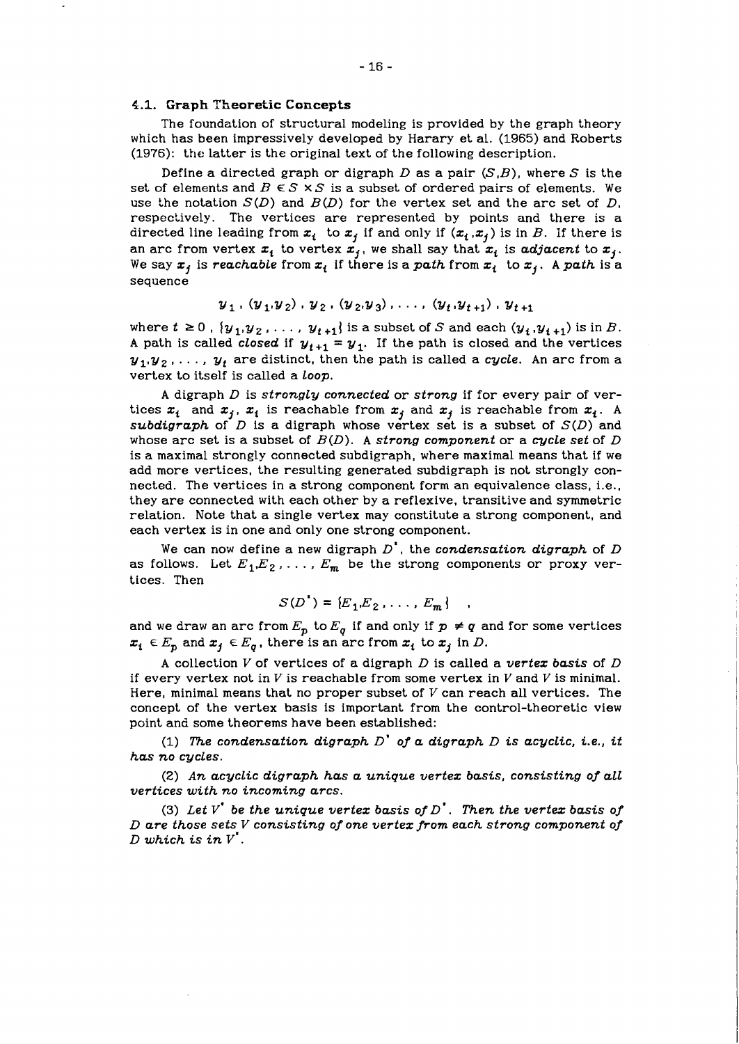### 4.1. Graph Theoretic Concepts

The foundation of structural modeling is provided by the graph theory which has been impressively developed by Harary et al. (1965) and Roberts (1976): the latter is the original text of the following description.

Define a directed graph or digraph $D$ as a pair $(S,B)$, where $S$ is the set of elements and $B \in S \times S$ is a subset of ordered pairs of elements. We use the notation $S(D)$ and $B(D)$ for the vertex set and the arc set of $D$, respectively. The vertices are represented by points and there is a directed line leading from $x_i$ to $x_j$ if and only if $(x_i, x_j)$ is in $B$. If there is an arc from vertex $x_i$ to vertex $x_j$, we shall say that $x_i$ is *adjacent* to $x_j$. We say $x_j$ is *reachable* from $x_i$ if there is a *path* from $x_i$ to $x_j$. A *path* is a sequence

$$y_1 \, , \, (y_1,y_2) \, , \, y_2 \, , \, (y_2,y_3) \, , \, \ldots \, , \, (y_t,y_{t+1}) \, , \, y_{t+1}$$

where $t \geq 0$, $\{y_1, y_2, \ldots, y_{t+1}\}$ is a subset of $S$ and each $(y_i, y_{i+1})$ is in $B$. A path is called *closed* if $y_{t+1} = y_1$. If the path is closed and the vertices $y_1, y_2, \ldots, y_t$ are distinct, then the path is called a *cycle*. An arc from a vertex to itself is called a *loop*.

A digraph $D$ is *strongly connected* or *strong* if for every pair of vertices $x_i$ and $x_j$, $x_i$ is reachable from $x_j$ and $x_j$ is reachable from $x_i$. A *subdigraph* of $D$ is a digraph whose vertex set is a subset of $S(D)$ and whose arc set is a subset of $B(D)$. A *strong component* or a *cycle set* of $D$ is a maximal strongly connected subdigraph, where maximal means that if we add more vertices, the resulting generated subdigraph is not strongly connected. The vertices in a strong component form an equivalence class, i.e., they are connected with each other by a reflexive, transitive and symmetric relation. Note that a single vertex may constitute a strong component, and each vertex is in one and only one strong component.

We can now define a new digraph $D^*$, the *condensation digraph* of $D$ as follows. Let $E_1, E_2, \ldots, E_m$ be the strong components or proxy vertices. Then

$$S(D^*) = \{E_1, E_2, \ldots, E_m\} \quad ,$$

and we draw an arc from $E_p$ to $E_q$ if and only if $p \neq q$ and for some vertices $x_i \in E_p$ and $x_j \in E_q$, there is an arc from $x_i$ to $x_j$ in $D$.

A collection $V$ of vertices of a digraph $D$ is called a *vertex basis* of $D$ if every vertex not in $V$ is reachable from some vertex in $V$ and $V$ is minimal. Here, minimal means that no proper subset of $V$ can reach all vertices. The concept of the vertex basis is important from the control-theoretic view point and some theorems have been established:

(1) *The condensation digraph $D^*$ of a digraph $D$ is acyclic, i.e., it has no cycles.*

(2) *An acyclic digraph has a unique vertex basis, consisting of all vertices with no incoming arcs.*

(3) *Let $V^*$ be the unique vertex basis of $D^*$. Then the vertex basis of $D$ are those sets $V$ consisting of one vertex from each strong component of $D$ which is in $V^*$.*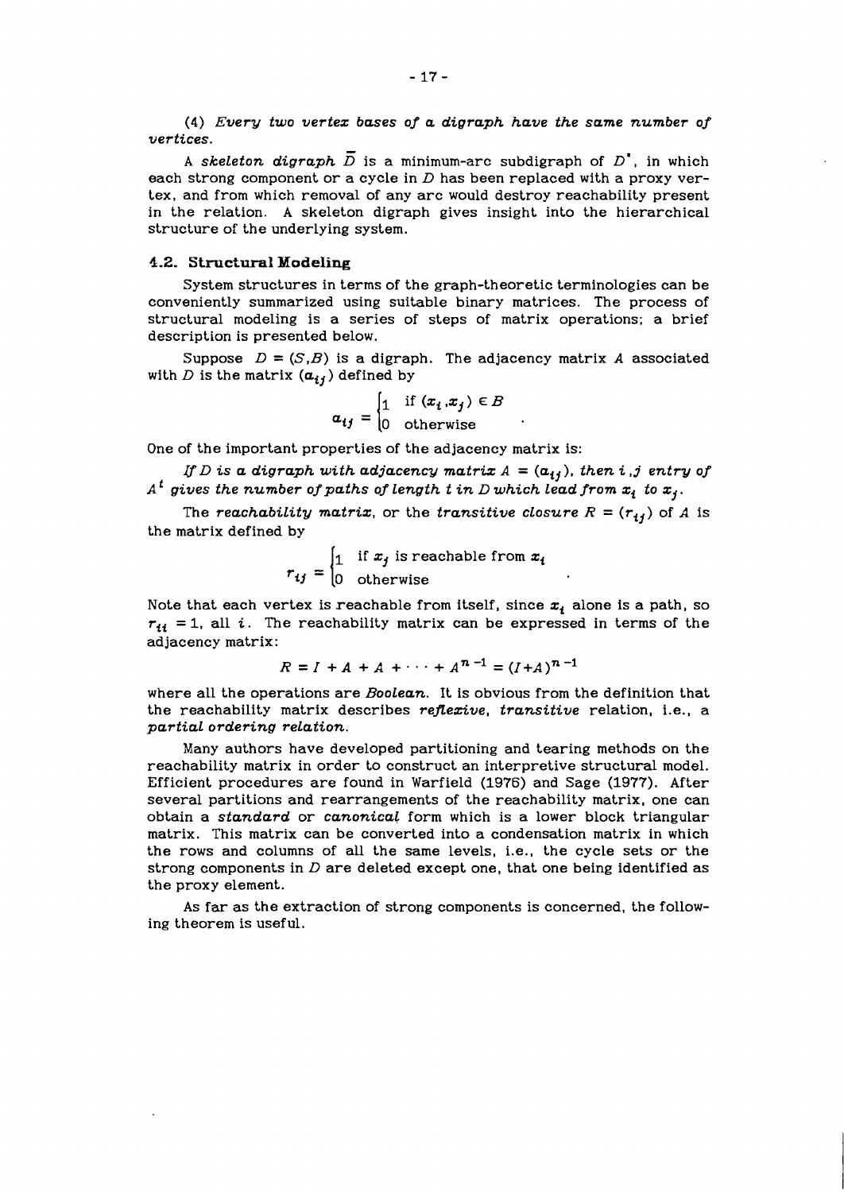(4) *Every two vertex bases of a digraph have the same number of vertices.*

A *skeleton digraph* $\bar{D}$ is a minimum-arc subdigraph of $D^*$, in which each strong component or a cycle in $D$ has been replaced with a proxy vertex, and from which removal of any arc would destroy reachability present in the relation. A skeleton digraph gives insight into the hierarchical structure of the underlying system.

### 4.2. Structural Modeling

System structures in terms of the graph-theoretic terminologies can be conveniently summarized using suitable binary matrices. The process of structural modeling is a series of steps of matrix operations; a brief description is presented below.

Suppose $D = (S,B)$ is a digraph. The adjacency matrix $A$ associated with $D$ is the matrix $(a_{ij})$ defined by

$$a_{ij} = \begin{cases} 1 & \text{if } (x_i, x_j) \in B \\ 0 & \text{otherwise} \end{cases}$$

One of the important properties of the adjacency matrix is:

*If $D$ is a digraph with adjacency matrix $A = (a_{ij})$, then $i,j$ entry of $A^t$ gives the number of paths of length $t$ in $D$ which lead from $x_i$ to $x_j$.*

The *reachability matrix*, or the *transitive closure* $R = (r_{ij})$ of $A$ is the matrix defined by

$$r_{ij} = \begin{cases} 1 & \text{if } x_j \text{ is reachable from } x_i \\ 0 & \text{otherwise} \end{cases}$$

Note that each vertex is reachable from itself, since $x_i$ alone is a path, so $r_{ii} = 1$, all $i$. The reachability matrix can be expressed in terms of the adjacency matrix:

$$R = I + A + A + \cdots + A^{n-1} = (I+A)^{n-1}$$

where all the operations are *Boolean*. It is obvious from the definition that the reachability matrix describes *reflexive, transitive* relation, i.e., a *partial ordering relation.*

Many authors have developed partitioning and tearing methods on the reachability matrix in order to construct an interpretive structural model. Efficient procedures are found in Warfield (1976) and Sage (1977). After several partitions and rearrangements of the reachability matrix, one can obtain a *standard* or *canonical* form which is a lower block triangular matrix. This matrix can be converted into a condensation matrix in which the rows and columns of all the same levels, i.e., the cycle sets or the strong components in $D$ are deleted except one, that one being identified as the proxy element.

As far as the extraction of strong components is concerned, the following theorem is useful.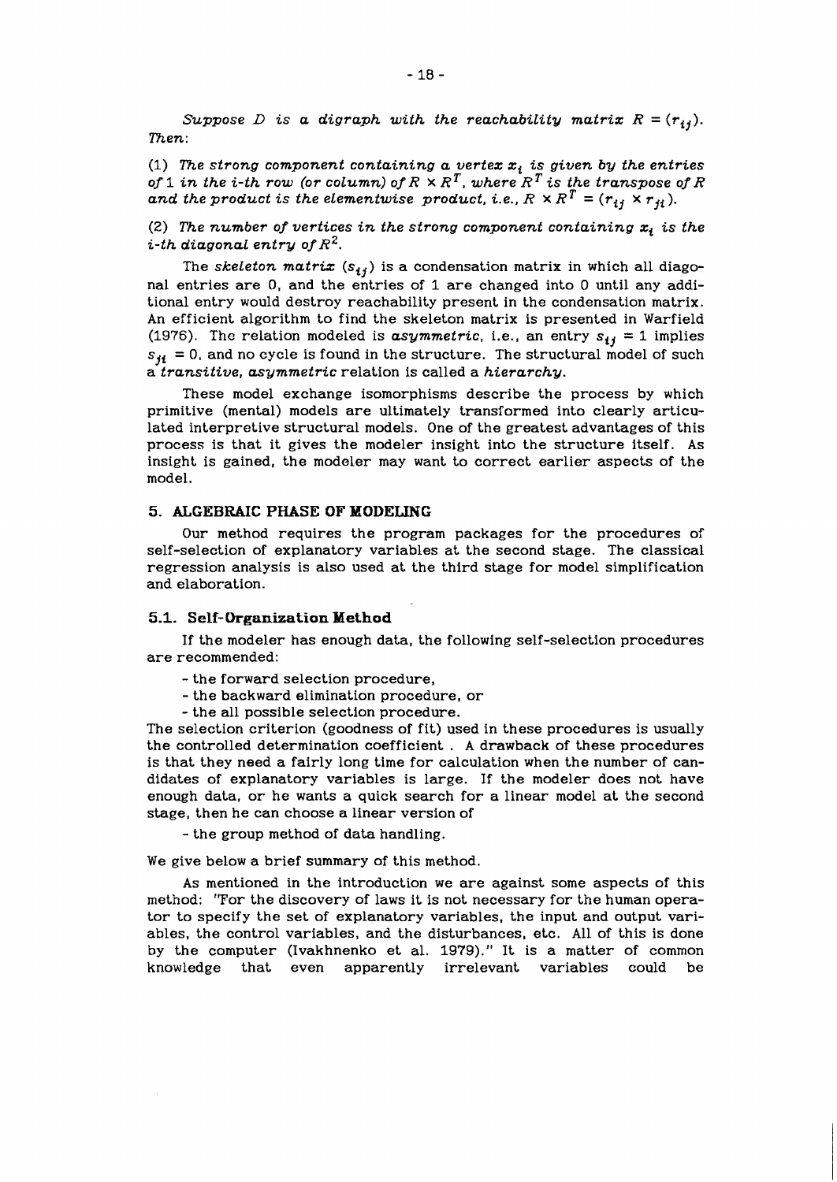*Suppose $D$ is a digraph with the reachability matrix $R = (r_{ij})$. Then:*

(1) *The strong component containing a vertex $x_i$ is given by the entries of 1 in the i-th row (or column) of $R \times R^T$, where $R^T$ is the transpose of $R$ and the product is the elementwise product, i.e., $R \times R^T = (r_{ij} \times r_{ji})$.*

(2) *The number of vertices in the strong component containing $x_i$ is the i-th diagonal entry of $R^2$.*

The *skeleton matrix* $(s_{ij})$ is a condensation matrix in which all diagonal entries are 0, and the entries of 1 are changed into 0 until any additional entry would destroy reachability present in the condensation matrix. An efficient algorithm to find the skeleton matrix is presented in Warfield (1976). The relation modeled is *asymmetric*, i.e., an entry $s_{ij} = 1$ implies $s_{ji} = 0$, and no cycle is found in the structure. The structural model of such a *transitive, asymmetric* relation is called a *hierarchy*.

These model exchange isomorphisms describe the process by which primitive (mental) models are ultimately transformed into clearly articulated interpretive structural models. One of the greatest advantages of this process is that it gives the modeler insight into the structure itself. As insight is gained, the modeler may want to correct earlier aspects of the model.

## 5. ALGEBRAIC PHASE OF MODELING

Our method requires the program packages for the procedures of self-selection of explanatory variables at the second stage. The classical regression analysis is also used at the third stage for model simplification and elaboration.

### 5.1. Self-Organization Method

If the modeler has enough data, the following self-selection procedures are recommended:

- the forward selection procedure,
- the backward elimination procedure, or
- the all possible selection procedure.

The selection criterion (goodness of fit) used in these procedures is usually the controlled determination coefficient . A drawback of these procedures is that they need a fairly long time for calculation when the number of candidates of explanatory variables is large. If the modeler does not have enough data, or he wants a quick search for a linear model at the second stage, then he can choose a linear version of

- the group method of data handling.

We give below a brief summary of this method.

As mentioned in the introduction we are against some aspects of this method: "For the discovery of laws it is not necessary for the human operator to specify the set of explanatory variables, the input and output variables, the control variables, and the disturbances, etc. All of this is done by the computer (Ivakhnenko et al. 1979)." It is a matter of common knowledge that even apparently irrelevant variables could be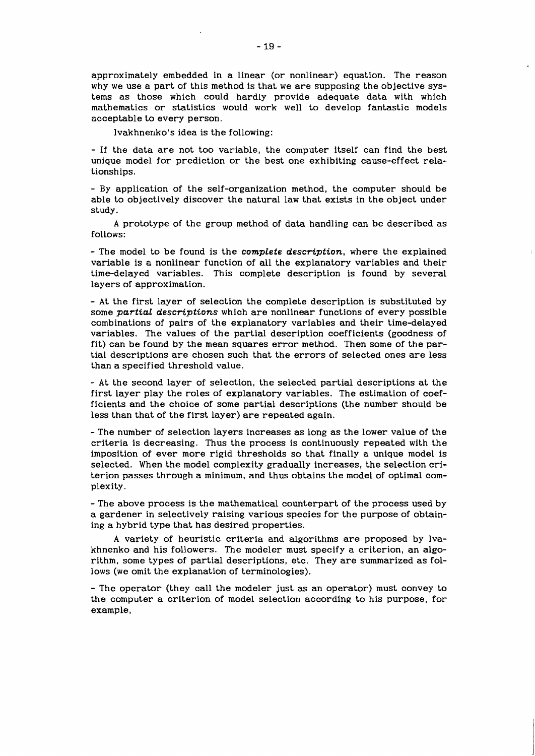approximately embedded in a linear (or nonlinear) equation. The reason why we use a part of this method is that we are supposing the objective systems as those which could hardly provide adequate data with which mathematics or statistics would work well to develop fantastic models acceptable to every person.

Ivakhnenko's idea is the following:

- If the data are not too variable, the computer itself can find the best unique model for prediction or the best one exhibiting cause-effect relationships.

- By application of the self-organization method, the computer should be able to objectively discover the natural law that exists in the object under study.

A prototype of the group method of data handling can be described as follows:

- The model to be found is the *complete description*, where the explained variable is a nonlinear function of all the explanatory variables and their time-delayed variables. This complete description is found by several layers of approximation.

- At the first layer of selection the complete description is substituted by some *partial descriptions* which are nonlinear functions of every possible combinations of pairs of the explanatory variables and their time-delayed variables. The values of the partial description coefficients (goodness of fit) can be found by the mean squares error method. Then some of the partial descriptions are chosen such that the errors of selected ones are less than a specified threshold value.

- At the second layer of selection, the selected partial descriptions at the first layer play the roles of explanatory variables. The estimation of coefficients and the choice of some partial descriptions (the number should be less than that of the first layer) are repeated again.

- The number of selection layers increases as long as the lower value of the criteria is decreasing. Thus the process is continuously repeated with the imposition of ever more rigid thresholds so that finally a unique model is selected. When the model complexity gradually increases, the selection criterion passes through a minimum, and thus obtains the model of optimal complexity.

- The above process is the mathematical counterpart of the process used by a gardener in selectively raising various species for the purpose of obtaining a hybrid type that has desired properties.

A variety of heuristic criteria and algorithms are proposed by Ivakhnenko and his followers. The modeler must specify a criterion, an algorithm, some types of partial descriptions, etc. They are summarized as follows (we omit the explanation of terminologies).

- The operator (they call the modeler just as an operator) must convey to the computer a criterion of model selection according to his purpose, for example,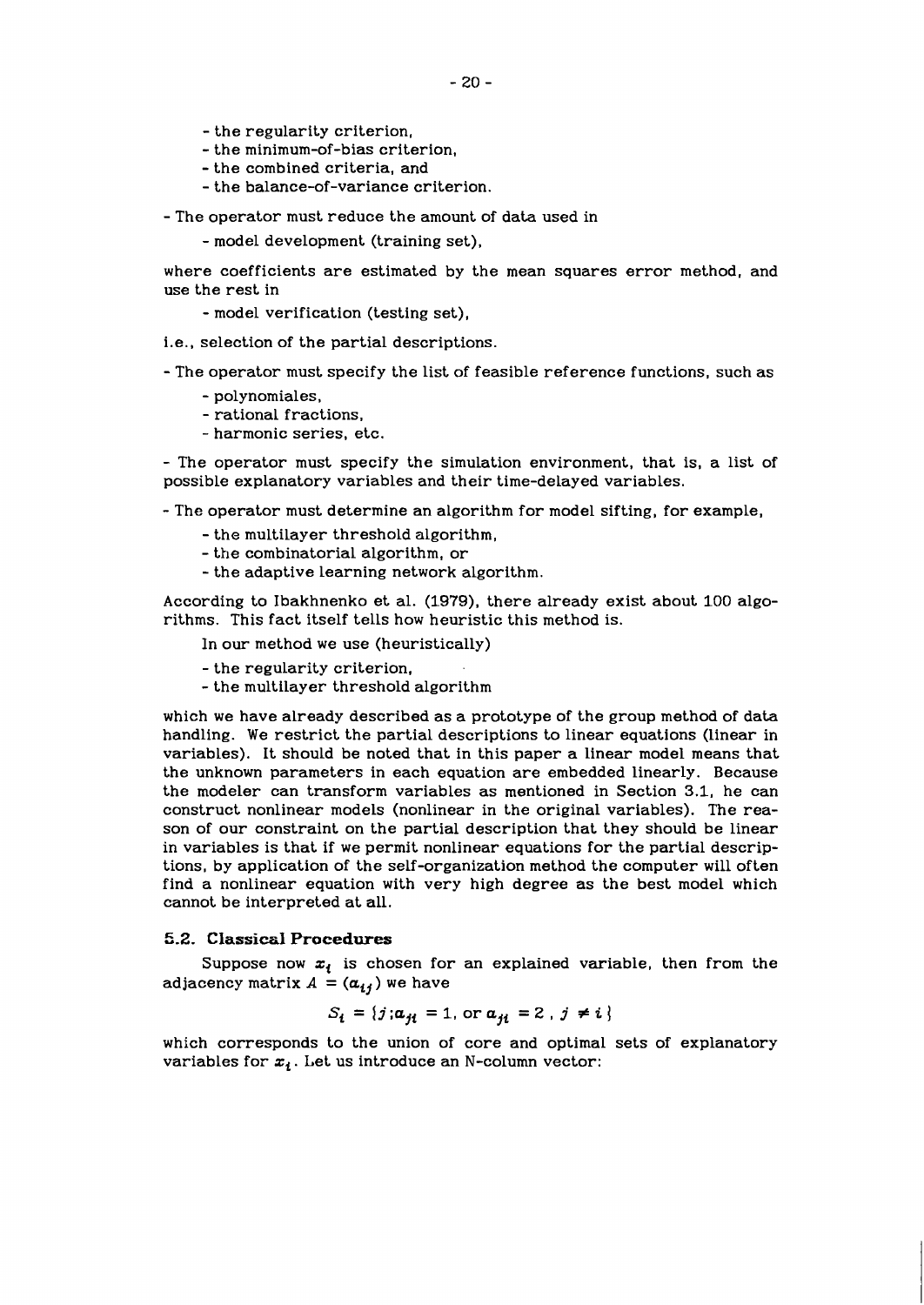- the regularity criterion,
- the minimum-of-bias criterion,
- the combined criteria, and
- the balance-of-variance criterion.

- The operator must reduce the amount of data used in

    - model development (training set),

where coefficients are estimated by the mean squares error method, and use the rest in

- model verification (testing set),

i.e., selection of the partial descriptions.

- The operator must specify the list of feasible reference functions, such as

    - polynomiales,
    - rational fractions,
    - harmonic series, etc.

- The operator must specify the simulation environment, that is, a list of possible explanatory variables and their time-delayed variables.

- The operator must determine an algorithm for model sifting, for example,

    - the multilayer threshold algorithm,
    - the combinatorial algorithm, or
    - the adaptive learning network algorithm.

According to Ibakhnenko et al. (1979), there already exist about 100 algorithms. This fact itself tells how heuristic this method is.

In our method we use (heuristically)

- the regularity criterion,
- the multilayer threshold algorithm

which we have already described as a prototype of the group method of data handling. We restrict the partial descriptions to linear equations (linear in variables). It should be noted that in this paper a linear model means that the unknown parameters in each equation are embedded linearly. Because the modeler can transform variables as mentioned in Section 3.1, he can construct nonlinear models (nonlinear in the original variables). The reason of our constraint on the partial description that they should be linear in variables is that if we permit nonlinear equations for the partial descriptions, by application of the self-organization method the computer will often find a nonlinear equation with very high degree as the best model which cannot be interpreted at all.

### 5.2. Classical Procedures

Suppose now $x_i$ is chosen for an explained variable, then from the adjacency matrix $A = (a_{ij})$ we have

$$S_i = \{j ; a_{ji} = 1, \text{ or } a_{ji} = 2 \, , \, j \neq i\}$$

which corresponds to the union of core and optimal sets of explanatory variables for $x_i$. Let us introduce an N-column vector: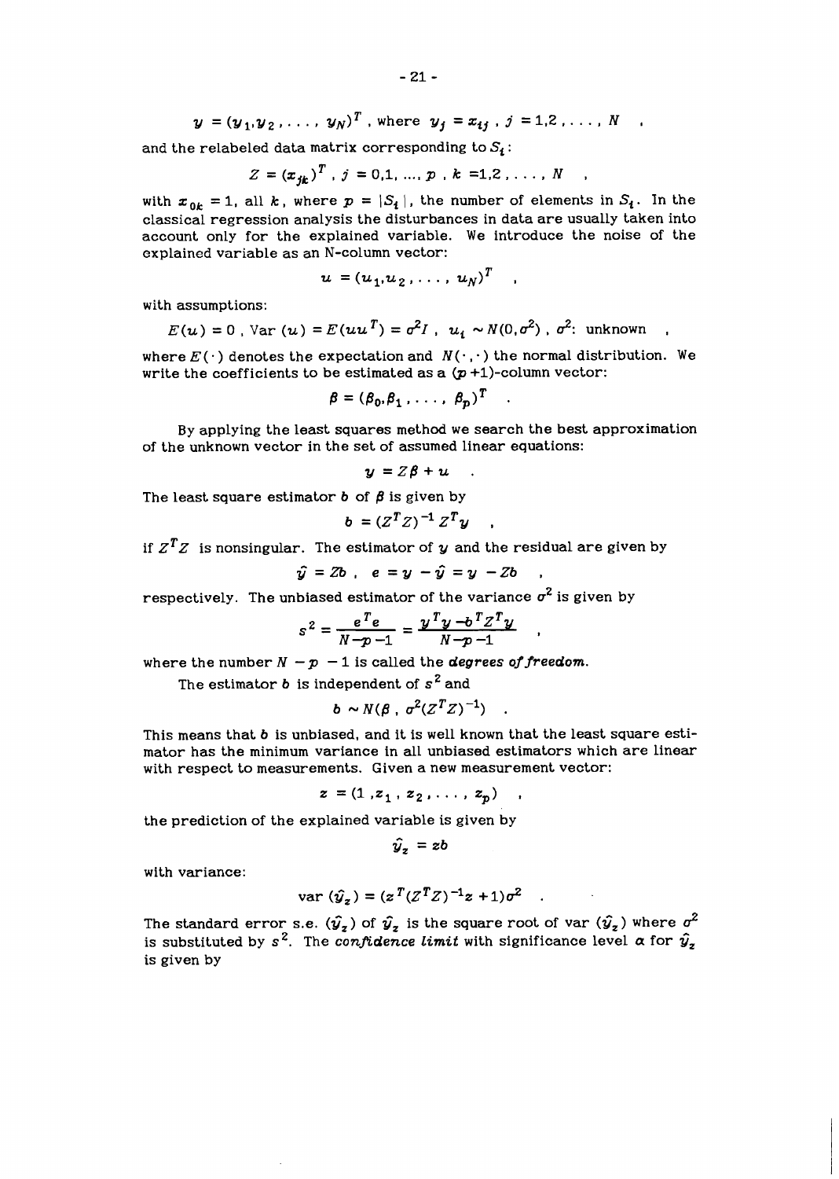$$y = (y_1, y_2, \ldots, y_N)^T \text{ , where } y_j = x_{tj} \text{ , } j = 1,2,\ldots, N \quad ,$$

and the relabeled data matrix corresponding to $S_t$:

$$Z = (x_{jk})^T \text{ , } j = 0,1, \ldots, p \text{ , } k = 1,2,\ldots, N \quad ,$$

with $x_{0k} = 1$, all $k$, where $p = |S_t|$, the number of elements in $S_t$. In the classical regression analysis the disturbances in data are usually taken into account only for the explained variable. We introduce the noise of the explained variable as an N-column vector:

$$u = (u_1, u_2, \ldots, u_N)^T \quad ,$$

with assumptions:

$$E(u) = 0 \text{ , Var } (u) = E(uu^T) = \sigma^2 I \text{ , } u_i \sim N(0, \sigma^2) \text{ , } \sigma^2 \text{: unknown} \quad ,$$

where $E(\cdot)$ denotes the expectation and $N(\cdot,\cdot)$ the normal distribution. We write the coefficients to be estimated as a $(p+1)$-column vector:

$$\beta = (\beta_0, \beta_1, \ldots, \beta_p)^T \quad .$$

By applying the least squares method we search the best approximation of the unknown vector in the set of assumed linear equations:

$$y = Z\beta + u \quad .$$

The least square estimator $b$ of $\beta$ is given by

$$b = (Z^T Z)^{-1} Z^T y \quad ,$$

if $Z^T Z$ is nonsingular. The estimator of $y$ and the residual are given by

$$\hat{y} = Zb \text{ , } e = y - \hat{y} = y - Zb \quad ,$$

respectively. The unbiased estimator of the variance $\sigma^2$ is given by

$$s^2 = \frac{e^T e}{N-p-1} = \frac{y^T y - b^T Z^T y}{N-p-1} \quad ,$$

where the number $N - p - 1$ is called the ***degrees of freedom***.

The estimator $b$ is independent of $s^2$ and

$$b \sim N(\beta \text{ , } \sigma^2 (Z^T Z)^{-1}) \quad .$$

This means that $b$ is unbiased, and it is well known that the least square estimator has the minimum variance in all unbiased estimators which are linear with respect to measurements. Given a new measurement vector:

$$z = (1, z_1, z_2, \ldots, z_p) \quad ,$$

the prediction of the explained variable is given by

$$\hat{y}_z = zb$$

with variance:

$$\text{var } (\hat{y}_z) = (z^T (Z^T Z)^{-1} z + 1)\sigma^2 \quad .$$

The standard error s.e. $(\hat{y}_z)$ of $\hat{y}_z$ is the square root of var $(\hat{y}_z)$ where $\sigma^2$ is substituted by $s^2$. The ***confidence limit*** with significance level $\alpha$ for $\hat{y}_z$ is given by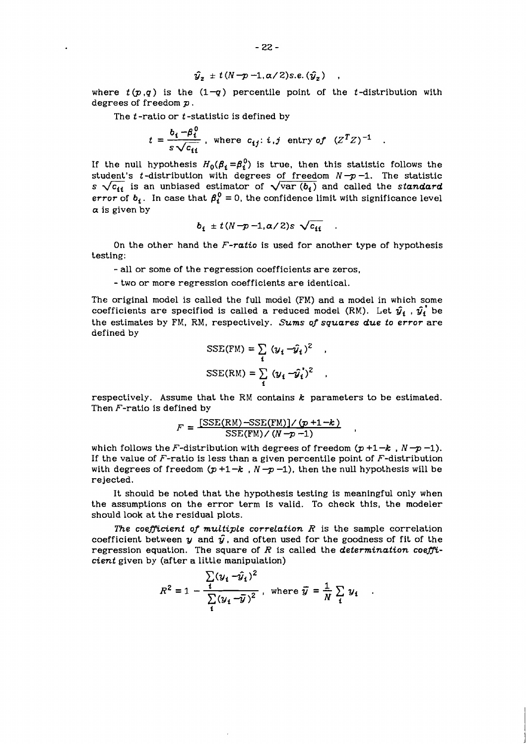$$\hat{y}_z \pm t(N-p-1, \alpha/2) s.e.(\hat{y}_z) \quad ,$$

where $t(p,q)$ is the $(1-q)$ percentile point of the $t$-distribution with degrees of freedom $p$.

The $t$-ratio or $t$-statistic is defined by

$$t = \frac{b_i - \beta_i^0}{s\sqrt{c_{ii}}} \text{ , where } c_{ij}\text{: } i,j \text{ entry of } (Z^T Z)^{-1} \quad .$$

If the null hypothesis $H_0(\beta_i = \beta_i^0)$ is true, then this statistic follows the student's $t$-distribution with degrees of freedom $N-p-1$. The statistic $s\sqrt{c_{ii}}$ is an unbiased estimator of $\sqrt{\mathrm{var}(b_i)}$ and called the ***standard error*** of $b_i$. In case that $\beta_i^0 = 0$, the confidence limit with significance level $\alpha$ is given by

$$b_i \pm t(N-p-1, \alpha/2) s\sqrt{c_{ii}} \quad .$$

On the other hand the *F-ratio* is used for another type of hypothesis testing:

- all or some of the regression coefficients are zeros,
- two or more regression coefficients are identical.

The original model is called the full model (FM) and a model in which some coefficients are specified is called a reduced model (RM). Let $\hat{y}_i$, $\hat{y}_i^{\,\prime}$ be the estimates by FM, RM, respectively. ***Sums of squares due to error*** are defined by

$$\mathrm{SSE(FM)} = \sum_i (y_i - \hat{y}_i)^2 \quad ,$$

$$\mathrm{SSE(RM)} = \sum_i (y_i - \hat{y}_i^{\,\prime})^2 \quad ,$$

respectively. Assume that the RM contains $k$ parameters to be estimated. Then $F$-ratio is defined by

$$F = \frac{[\mathrm{SSE(RM)} - \mathrm{SSE(FM)}]/(p+1-k)}{\mathrm{SSE(FM)}/(N-p-1)} \quad ,$$

which follows the $F$-distribution with degrees of freedom $(p+1-k \text{ , } N-p-1)$. If the value of $F$-ratio is less than a given percentile point of $F$-distribution with degrees of freedom $(p+1-k \text{ , } N-p-1)$, then the null hypothesis will be rejected.

It should be noted that the hypothesis testing is meaningful only when the assumptions on the error term is valid. To check this, the modeler should look at the residual plots.

***The coefficient of multiple correlation*** $R$ is the sample correlation coefficient between $y$ and $\hat{y}$, and often used for the goodness of fit of the regression equation. The square of $R$ is called the ***determination coefficient*** given by (after a little manipulation)

$$R^2 = 1 - \frac{\sum_i (y_i - \hat{y}_i)^2}{\sum_i (y_i - \bar{y})^2} \text{ , where } \bar{y} = \frac{1}{N}\sum_i y_i \quad .$$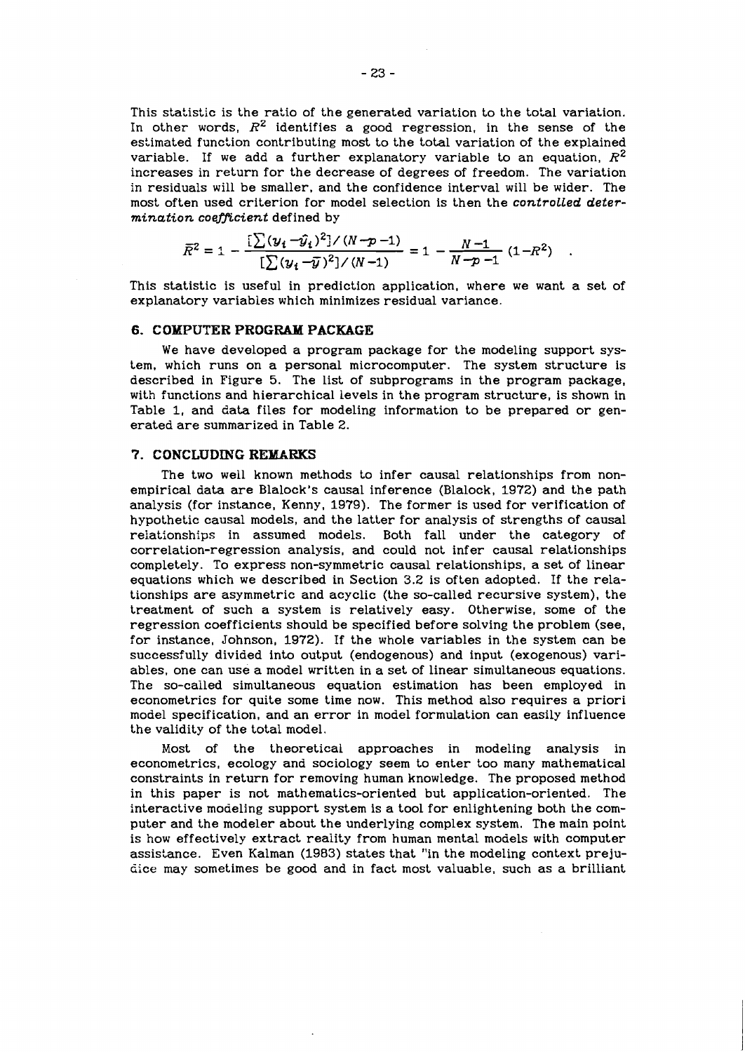This statistic is the ratio of the generated variation to the total variation. In other words, $R^2$ identifies a good regression, in the sense of the estimated function contributing most to the total variation of the explained variable. If we add a further explanatory variable to an equation, $R^2$ increases in return for the decrease of degrees of freedom. The variation in residuals will be smaller, and the confidence interval will be wider. The most often used criterion for model selection is then the *controlled determination coefficient* defined by

$$\bar{R}^2 = 1 - \frac{[\sum(y_i - \hat{y}_i)^2]/(N-p-1)}{[\sum(y_i - \bar{y})^2]/(N-1)} = 1 - \frac{N-1}{N-p-1}(1-R^2) \quad .$$

This statistic is useful in prediction application, where we want a set of explanatory variables which minimizes residual variance.

## 6. COMPUTER PROGRAM PACKAGE

We have developed a program package for the modeling support system, which runs on a personal microcomputer. The system structure is described in Figure 5. The list of subprograms in the program package, with functions and hierarchical levels in the program structure, is shown in Table 1, and data files for modeling information to be prepared or generated are summarized in Table 2.

## 7. CONCLUDING REMARKS

The two well known methods to infer causal relationships from non-empirical data are Blalock's causal inference (Blalock, 1972) and the path analysis (for instance, Kenny, 1979). The former is used for verification of hypothetic causal models, and the latter for analysis of strengths of causal relationships in assumed models. Both fall under the category of correlation-regression analysis, and could not infer causal relationships completely. To express non-symmetric causal relationships, a set of linear equations which we described in Section 3.2 is often adopted. If the relationships are asymmetric and acyclic (the so-called recursive system), the treatment of such a system is relatively easy. Otherwise, some of the regression coefficients should be specified before solving the problem (see, for instance, Johnson, 1972). If the whole variables in the system can be successfully divided into output (endogenous) and input (exogenous) variables, one can use a model written in a set of linear simultaneous equations. The so-called simultaneous equation estimation has been employed in econometrics for quite some time now. This method also requires a priori model specification, and an error in model formulation can easily influence the validity of the total model.

Most of the theoretical approaches in modeling analysis in econometrics, ecology and sociology seem to enter too many mathematical constraints in return for removing human knowledge. The proposed method in this paper is not mathematics-oriented but application-oriented. The interactive modeling support system is a tool for enlightening both the computer and the modeler about the underlying complex system. The main point is how effectively extract reality from human mental models with computer assistance. Even Kalman (1983) states that "in the modeling context prejudice may sometimes be good and in fact most valuable, such as a brilliant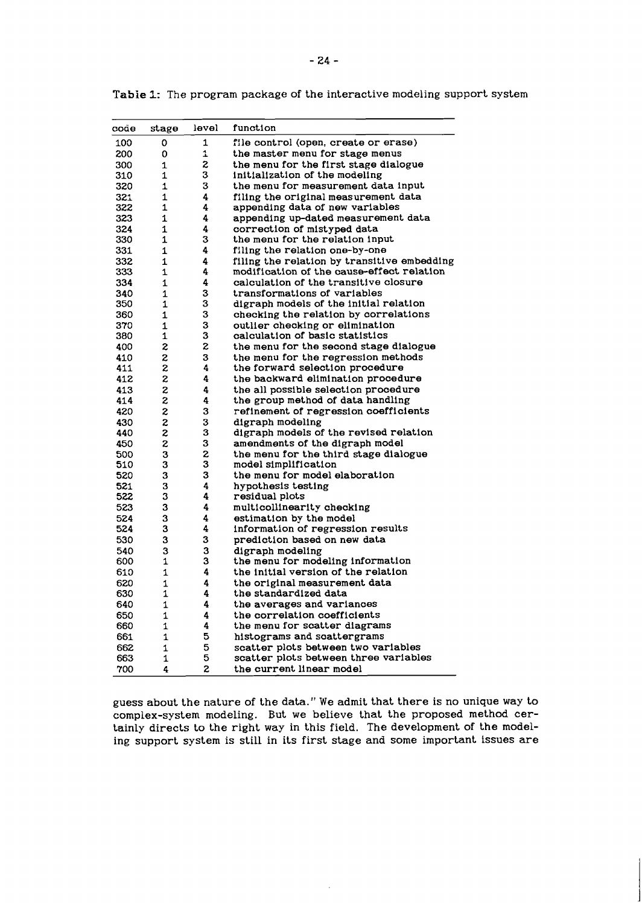**Table 1:** The program package of the interactive modeling support system

| code | stage | level | function |
|---|---|---|---|
| 100 | 0 | 1 | file control (open, create or erase) |
| 200 | 0 | 1 | the master menu for stage menus |
| 300 | 1 | 2 | the menu for the first stage dialogue |
| 310 | 1 | 3 | initialization of the modeling |
| 320 | 1 | 3 | the menu for measurement data input |
| 321 | 1 | 4 | filing the original measurement data |
| 322 | 1 | 4 | appending data of new variables |
| 323 | 1 | 4 | appending up-dated measurement data |
| 324 | 1 | 4 | correction of mistyped data |
| 330 | 1 | 3 | the menu for the relation input |
| 331 | 1 | 4 | filing the relation one-by-one |
| 332 | 1 | 4 | filing the relation by transitive embedding |
| 333 | 1 | 4 | modification of the cause-effect relation |
| 334 | 1 | 4 | calculation of the transitive closure |
| 340 | 1 | 3 | transformations of variables |
| 350 | 1 | 3 | digraph models of the initial relation |
| 360 | 1 | 3 | checking the relation by correlations |
| 370 | 1 | 3 | outlier checking or elimination |
| 380 | 1 | 3 | calculation of basic statistics |
| 400 | 2 | 2 | the menu for the second stage dialogue |
| 410 | 2 | 3 | the menu for the regression methods |
| 411 | 2 | 4 | the forward selection procedure |
| 412 | 2 | 4 | the backward elimination procedure |
| 413 | 2 | 4 | the all possible selection procedure |
| 414 | 2 | 4 | the group method of data handling |
| 420 | 2 | 3 | refinement of regression coefficients |
| 430 | 2 | 3 | digraph modeling |
| 440 | 2 | 3 | digraph models of the revised relation |
| 450 | 2 | 3 | amendments of the digraph model |
| 500 | 3 | 2 | the menu for the third stage dialogue |
| 510 | 3 | 3 | model simplification |
| 520 | 3 | 3 | the menu for model elaboration |
| 521 | 3 | 4 | hypothesis testing |
| 522 | 3 | 4 | residual plots |
| 523 | 3 | 4 | multicollinearity checking |
| 524 | 3 | 4 | estimation by the model |
| 524 | 3 | 4 | information of regression results |
| 530 | 3 | 3 | prediction based on new data |
| 540 | 3 | 3 | digraph modeling |
| 600 | 1 | 3 | the menu for modeling information |
| 610 | 1 | 4 | the initial version of the relation |
| 620 | 1 | 4 | the original measurement data |
| 630 | 1 | 4 | the standardized data |
| 640 | 1 | 4 | the averages and variances |
| 650 | 1 | 4 | the correlation coefficients |
| 660 | 1 | 4 | the menu for scatter diagrams |
| 661 | 1 | 5 | histograms and scattergrams |
| 662 | 1 | 5 | scatter plots between two variables |
| 663 | 1 | 5 | scatter plots between three variables |
| 700 | 4 | 2 | the current linear model |

guess about the nature of the data." We admit that there is no unique way to complex-system modeling. But we believe that the proposed method certainly directs to the right way in this field. The development of the modeling support system is still in its first stage and some important issues are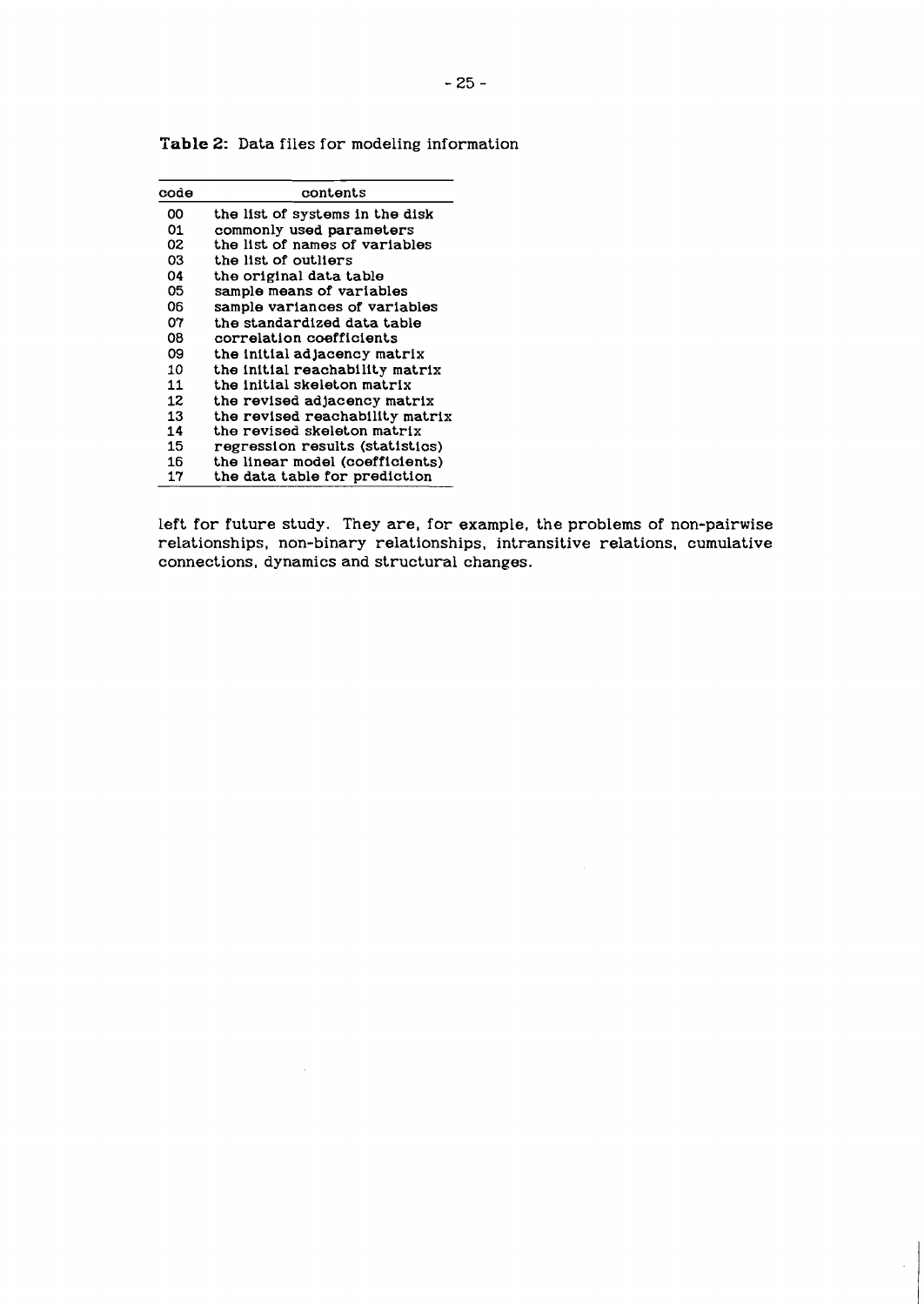**Table 2:** Data files for modeling information

| code | contents |
|---|---|
| 00 | the list of systems in the disk |
| 01 | commonly used parameters |
| 02 | the list of names of variables |
| 03 | the list of outliers |
| 04 | the original data table |
| 05 | sample means of variables |
| 06 | sample variances of variables |
| 07 | the standardized data table |
| 08 | correlation coefficients |
| 09 | the initial adjacency matrix |
| 10 | the initial reachability matrix |
| 11 | the initial skeleton matrix |
| 12 | the revised adjacency matrix |
| 13 | the revised reachability matrix |
| 14 | the revised skeleton matrix |
| 15 | regression results (statistics) |
| 16 | the linear model (coefficients) |
| 17 | the data table for prediction |

left for future study. They are, for example, the problems of non-pairwise relationships, non-binary relationships, intransitive relations, cumulative connections, dynamics and structural changes.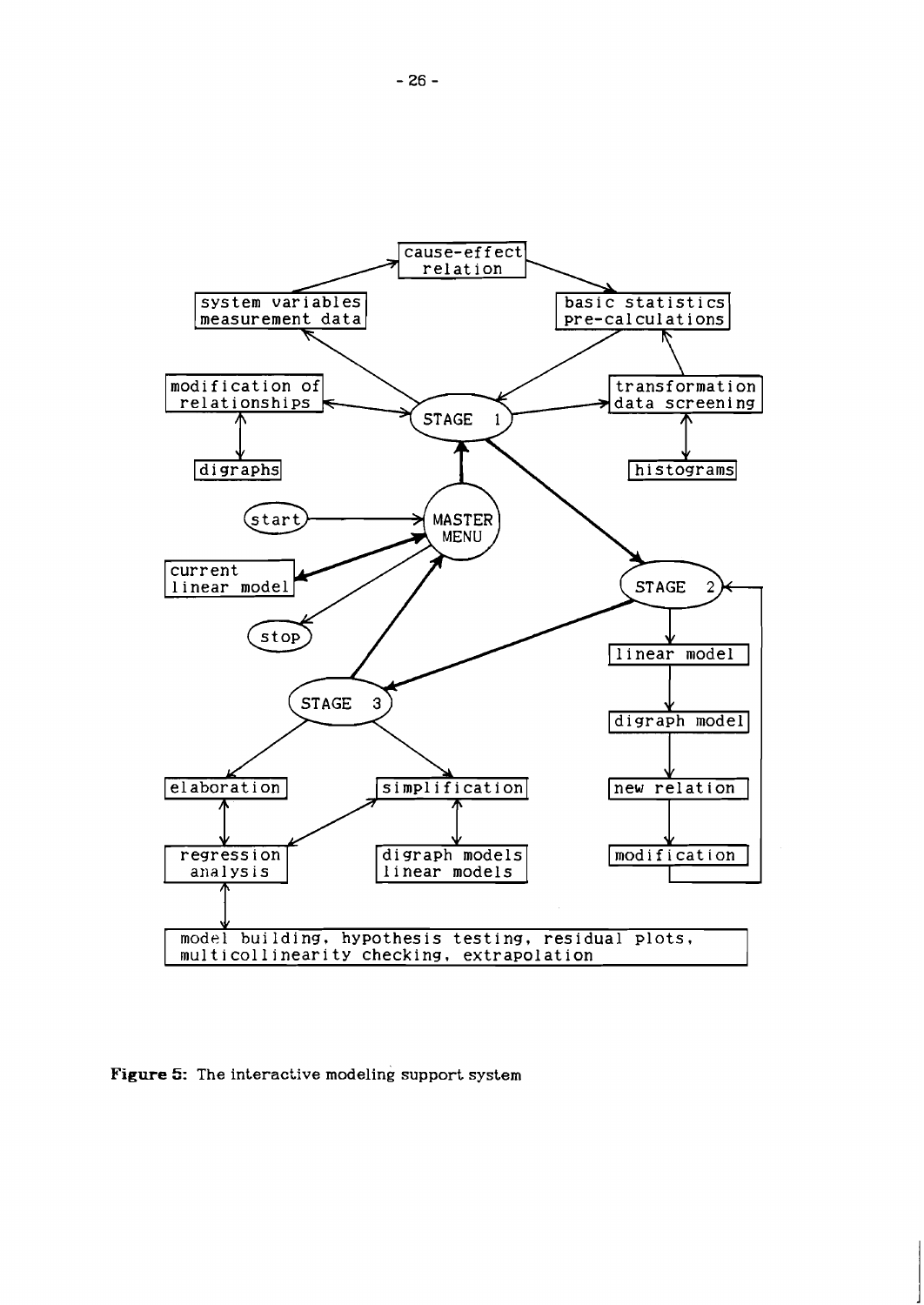Figure 5: The interactive modeling support system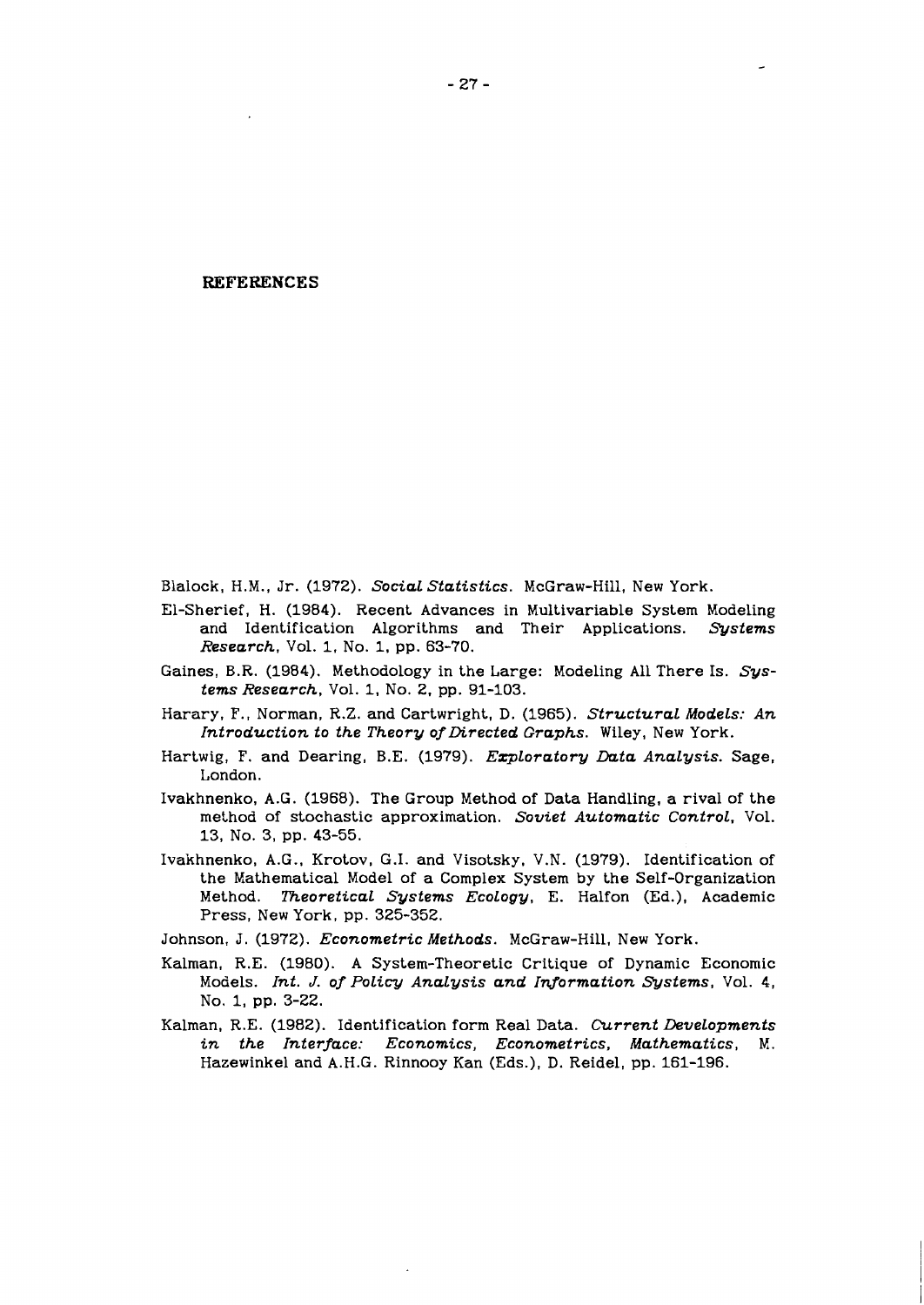# REFERENCES

Blalock, H.M., Jr. (1972). *Social Statistics*. McGraw-Hill, New York.

El-Sherief, H. (1984). Recent Advances in Multivariable System Modeling and Identification Algorithms and Their Applications. *Systems Research*, Vol. 1, No. 1, pp. 63-70.

Gaines, B.R. (1984). Methodology in the Large: Modeling All There Is. *Systems Research*, Vol. 1, No. 2, pp. 91-103.

Harary, F., Norman, R.Z. and Cartwright, D. (1965). *Structural Models: An Introduction to the Theory of Directed Graphs*. Wiley, New York.

Hartwig, F. and Dearing, B.E. (1979). *Exploratory Data Analysis*. Sage, London.

Ivakhnenko, A.G. (1968). The Group Method of Data Handling, a rival of the method of stochastic approximation. *Soviet Automatic Control*, Vol. 13, No. 3, pp. 43-55.

Ivakhnenko, A.G., Krotov, G.I. and Visotsky, V.N. (1979). Identification of the Mathematical Model of a Complex System by the Self-Organization Method. *Theoretical Systems Ecology*, E. Halfon (Ed.), Academic Press, New York, pp. 325-352.

Johnson, J. (1972). *Econometric Methods*. McGraw-Hill, New York.

Kalman, R.E. (1980). A System-Theoretic Critique of Dynamic Economic Models. *Int. J. of Policy Analysis and Information Systems*, Vol. 4, No. 1, pp. 3-22.

Kalman, R.E. (1982). Identification form Real Data. *Current Developments in the Interface: Economics, Econometrics, Mathematics*, M. Hazewinkel and A.H.G. Rinnooy Kan (Eds.), D. Reidel, pp. 161-196.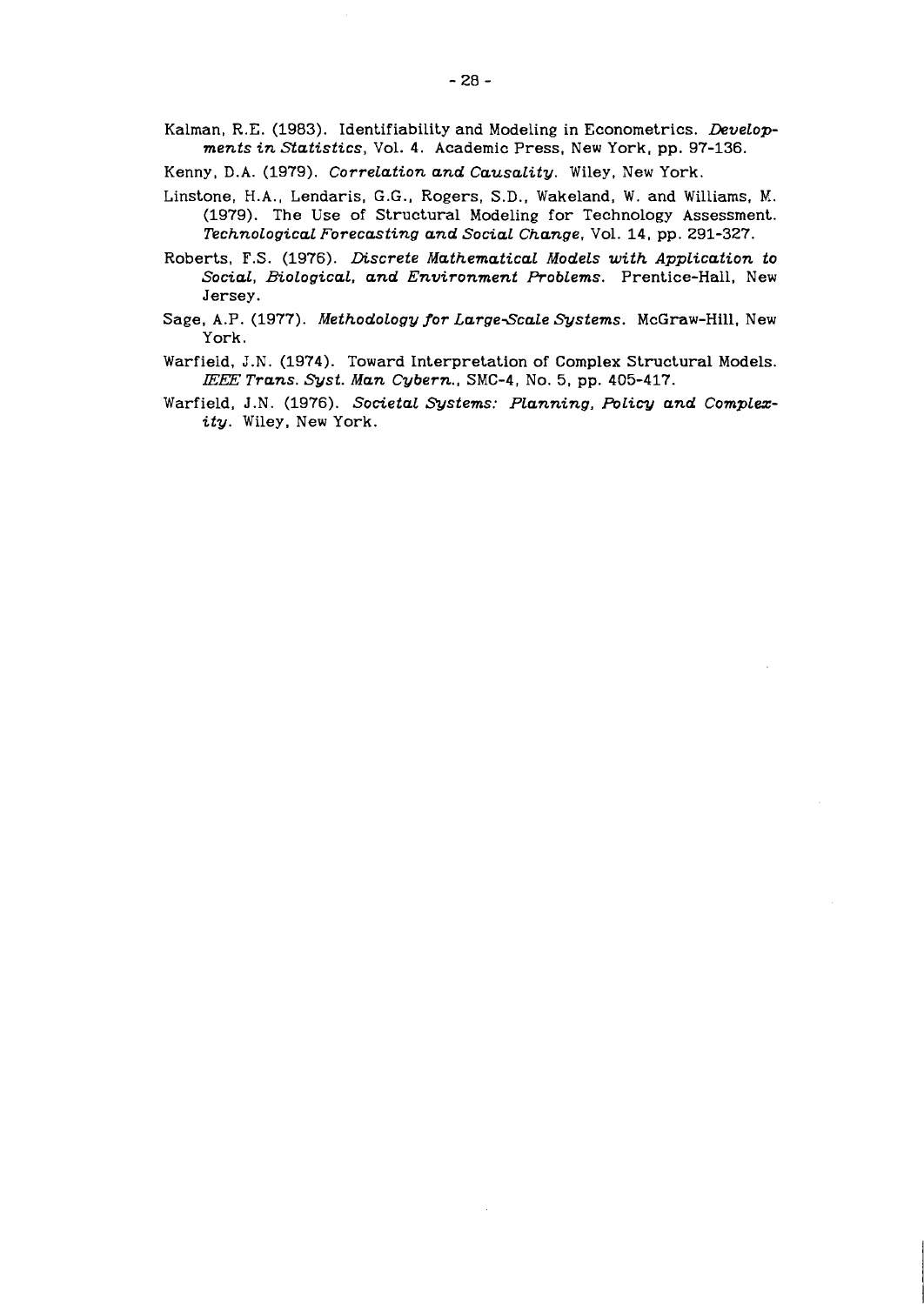Kalman, R.E. (1983). Identifiability and Modeling in Econometrics. *Developments in Statistics*, Vol. 4. Academic Press, New York, pp. 97-136.

Kenny, D.A. (1979). *Correlation and Causality*. Wiley, New York.

Linstone, H.A., Lendaris, G.G., Rogers, S.D., Wakeland, W. and Williams, M. (1979). The Use of Structural Modeling for Technology Assessment. *Technological Forecasting and Social Change*, Vol. 14, pp. 291-327.

Roberts, F.S. (1976). *Discrete Mathematical Models with Application to Social, Biological, and Environment Problems*. Prentice-Hall, New Jersey.

Sage, A.P. (1977). *Methodology for Large-Scale Systems*. McGraw-Hill, New York.

Warfield, J.N. (1974). Toward Interpretation of Complex Structural Models. *IEEE Trans. Syst. Man Cybern.*, SMC-4, No. 5, pp. 405-417.

Warfield, J.N. (1976). *Societal Systems: Planning, Policy and Complexity*. Wiley, New York.